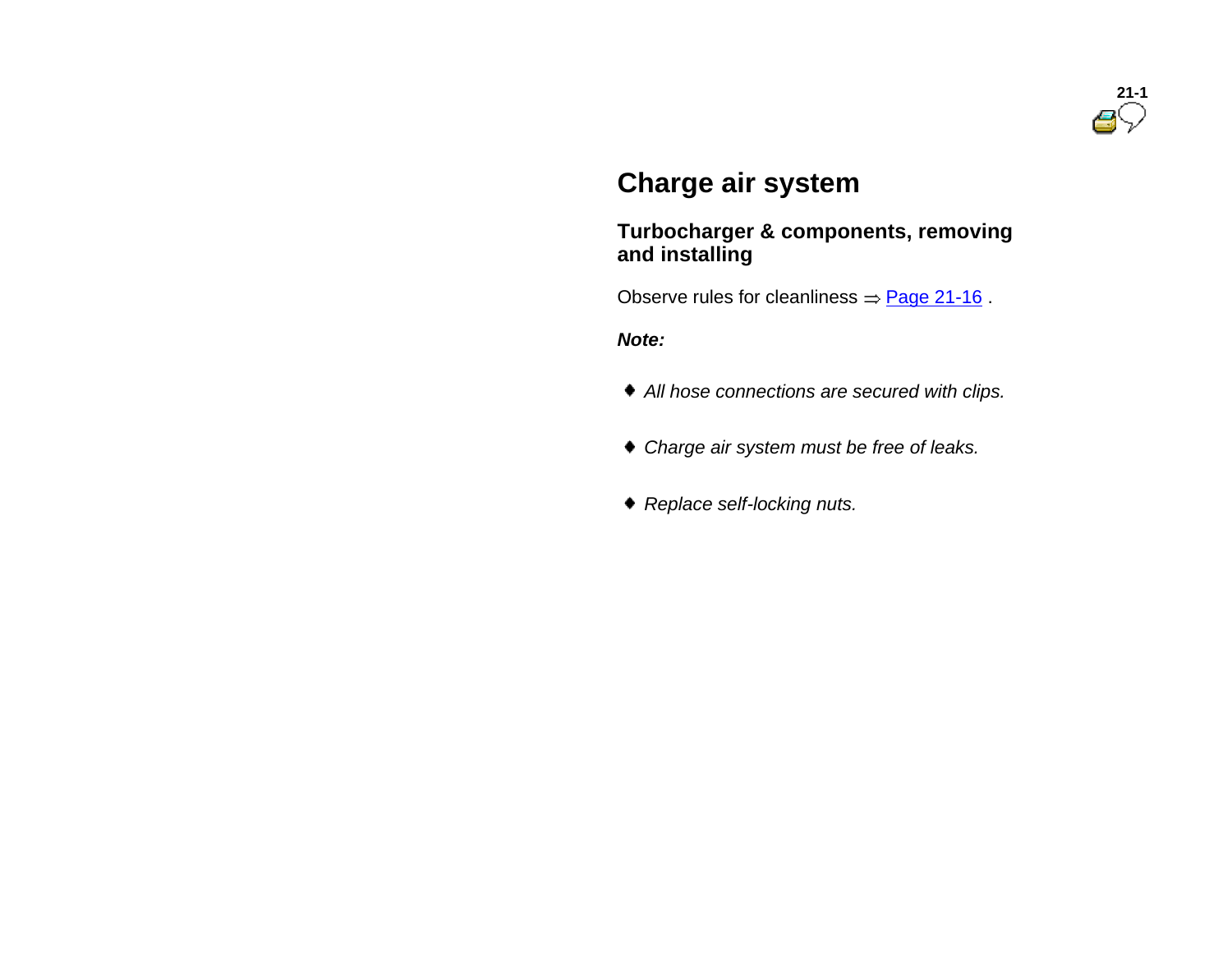# Charge air system

## Turbocharger & components, removing and installing

Observe rules for cleanliness ⇒ Page 21-16 .

***Note:***

- *All hose connections are secured with clips.*
- *Charge air system must be free of leaks.*
- *Replace self-locking nuts.*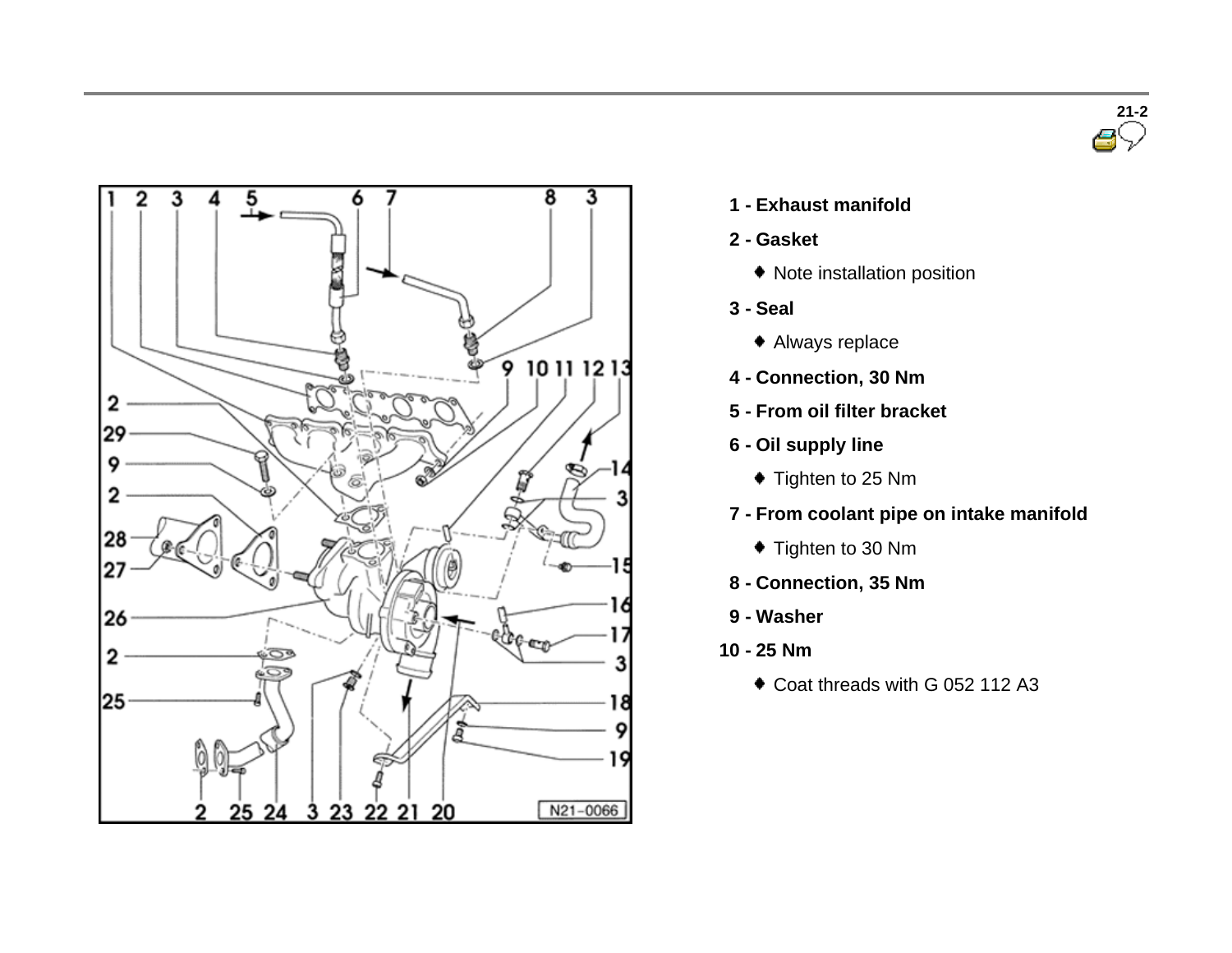- **1 - Exhaust manifold**
- **2 - Gasket**
  - Note installation position
- **3 - Seal**
  - Always replace
- **4 - Connection, 30 Nm**
- **5 - From oil filter bracket**
- **6 - Oil supply line**
  - Tighten to 25 Nm
- **7 - From coolant pipe on intake manifold**
  - Tighten to 30 Nm
- **8 - Connection, 35 Nm**
- **9 - Washer**
- **10 - 25 Nm**
  - Coat threads with G 052 112 A3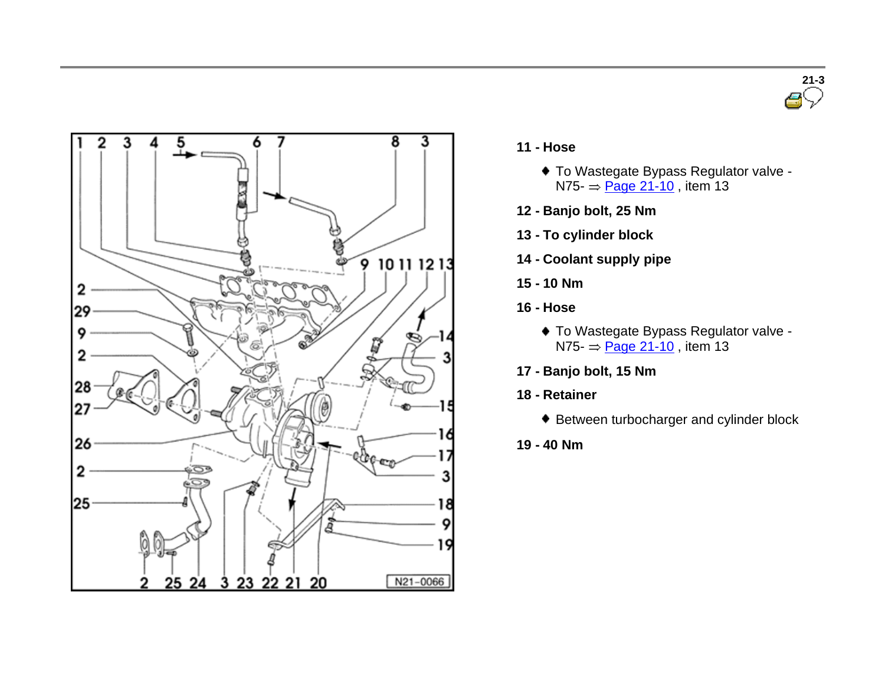**11 - Hose**

- To Wastegate Bypass Regulator valve - N75- ⇒ Page 21-10 , item 13

**12 - Banjo bolt, 25 Nm**

**13 - To cylinder block**

**14 - Coolant supply pipe**

**15 - 10 Nm**

**16 - Hose**

- To Wastegate Bypass Regulator valve - N75- ⇒ Page 21-10 , item 13

**17 - Banjo bolt, 15 Nm**

**18 - Retainer**

- Between turbocharger and cylinder block

**19 - 40 Nm**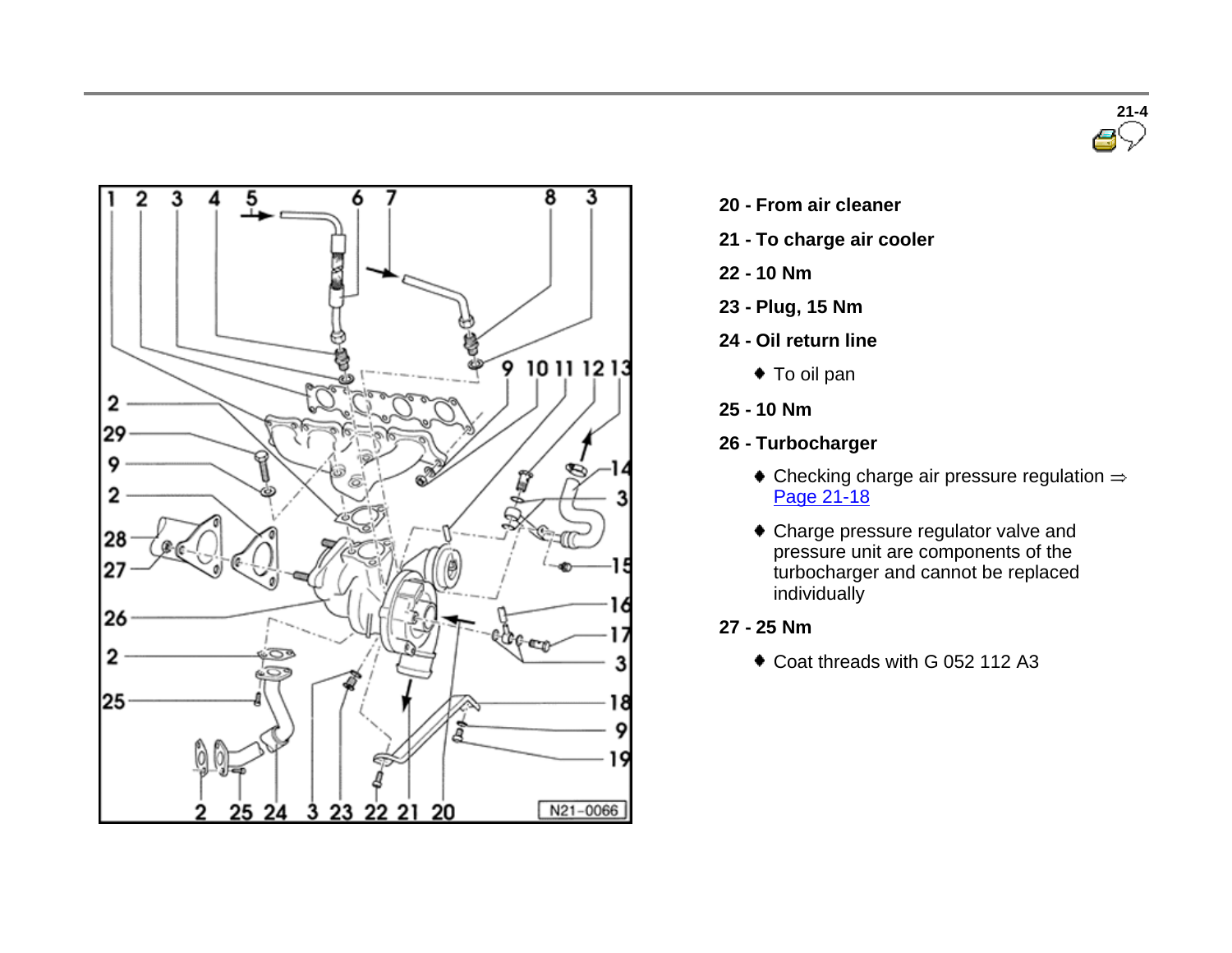**20 - From air cleaner**

**21 - To charge air cooler**

**22 - 10 Nm**

**23 - Plug, 15 Nm**

**24 - Oil return line**

- To oil pan

**25 - 10 Nm**

**26 - Turbocharger**

- Checking charge air pressure regulation ⇒ Page 21-18
- Charge pressure regulator valve and pressure unit are components of the turbocharger and cannot be replaced individually

**27 - 25 Nm**

- Coat threads with G 052 112 A3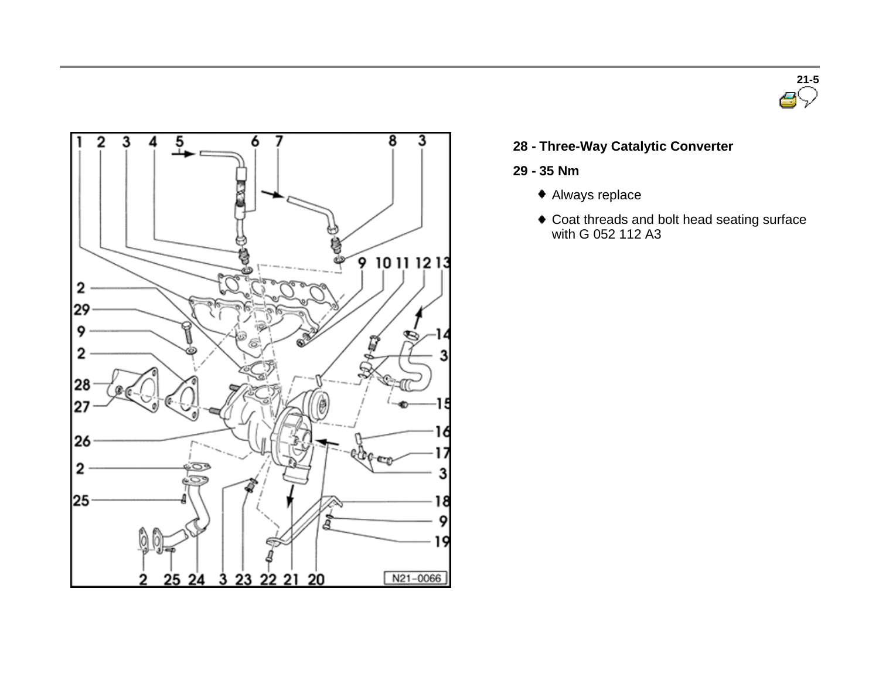**28 - Three-Way Catalytic Converter**

**29 - 35 Nm**

- Always replace
- Coat threads and bolt head seating surface with G 052 112 A3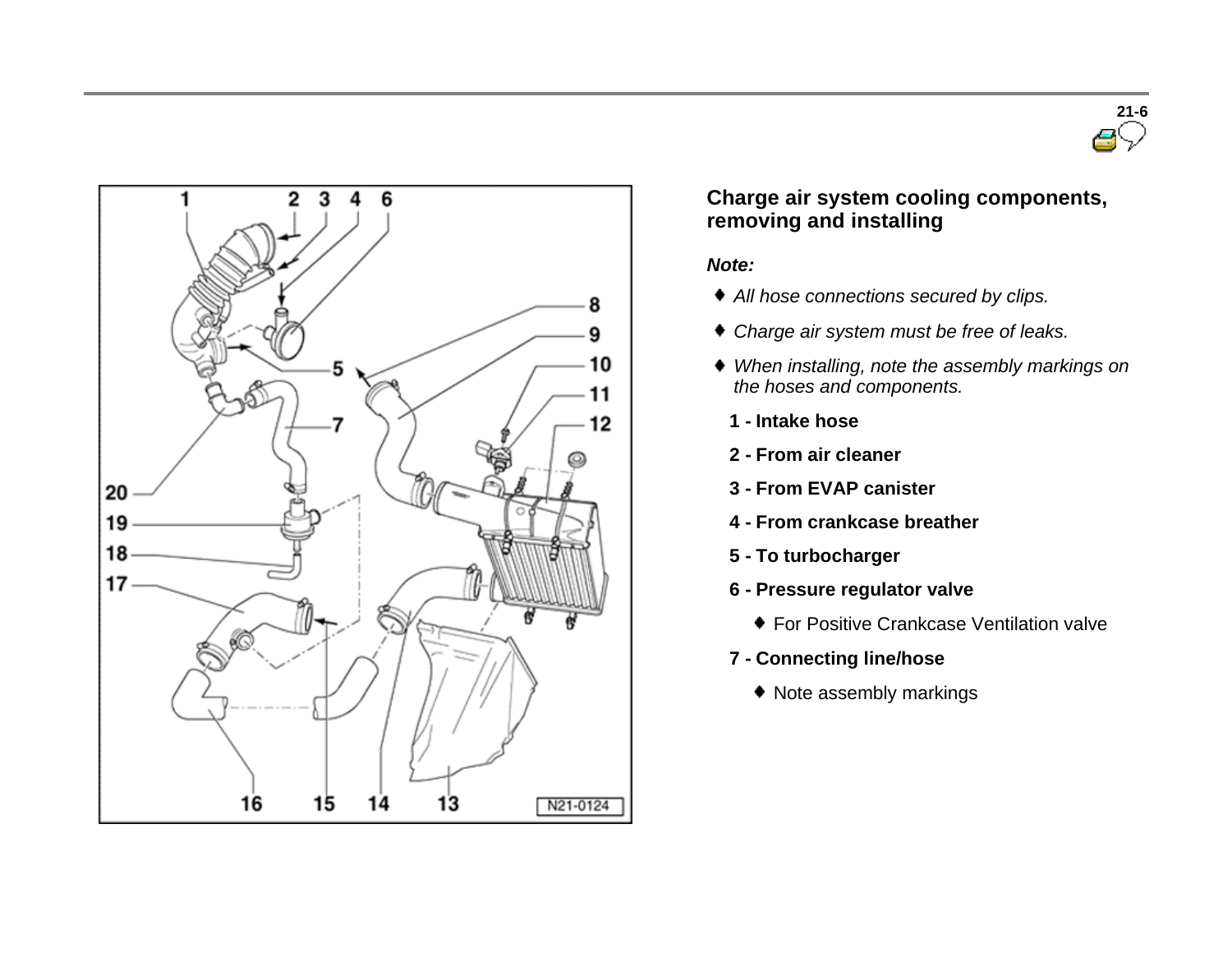## Charge air system cooling components, removing and installing

***Note:***

- *All hose connections secured by clips.*
- *Charge air system must be free of leaks.*
- *When installing, note the assembly markings on the hoses and components.*

**1 - Intake hose**

**2 - From air cleaner**

**3 - From EVAP canister**

**4 - From crankcase breather**

**5 - To turbocharger**

**6 - Pressure regulator valve**

- For Positive Crankcase Ventilation valve

**7 - Connecting line/hose**

- Note assembly markings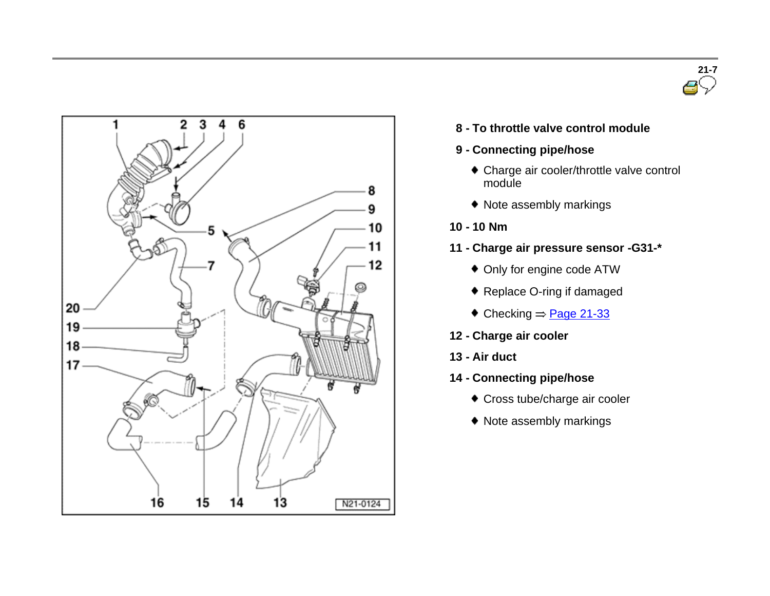8 - To throttle valve control module

9 - Connecting pipe/hose

- Charge air cooler/throttle valve control module
- Note assembly markings

10 - 10 Nm

11 - Charge air pressure sensor -G31-*

- Only for engine code ATW
- Replace O-ring if damaged
- Checking ⇒ Page 21-33

12 - Charge air cooler

13 - Air duct

14 - Connecting pipe/hose

- Cross tube/charge air cooler
- Note assembly markings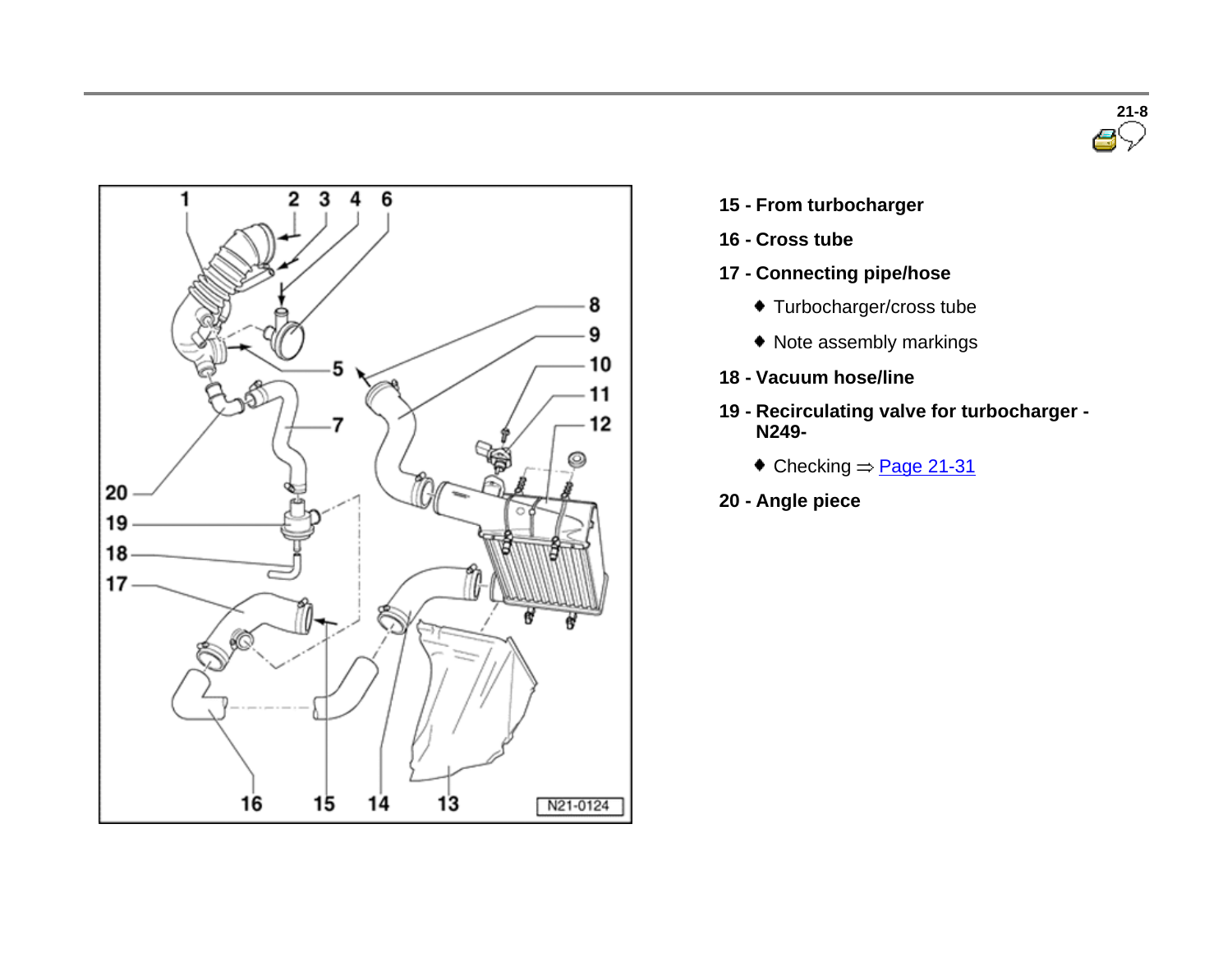**15 - From turbocharger**

**16 - Cross tube**

**17 - Connecting pipe/hose**

- Turbocharger/cross tube
- Note assembly markings

**18 - Vacuum hose/line**

**19 - Recirculating valve for turbocharger - N249-**

- Checking ⇒ Page 21-31

**20 - Angle piece**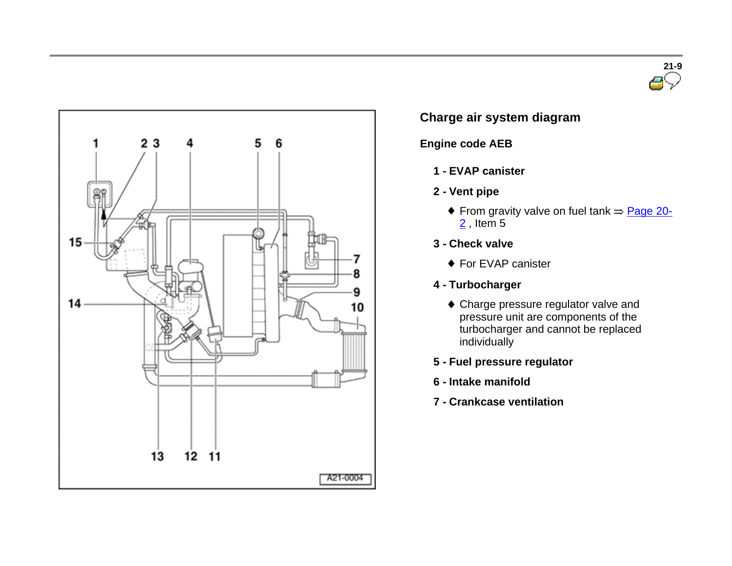## Charge air system diagram

### Engine code AEB

**1 - EVAP canister**

**2 - Vent pipe**

- From gravity valve on fuel tank ⇒ Page 20-2 , Item 5

**3 - Check valve**

- For EVAP canister

**4 - Turbocharger**

- Charge pressure regulator valve and pressure unit are components of the turbocharger and cannot be replaced individually

**5 - Fuel pressure regulator**

**6 - Intake manifold**

**7 - Crankcase ventilation**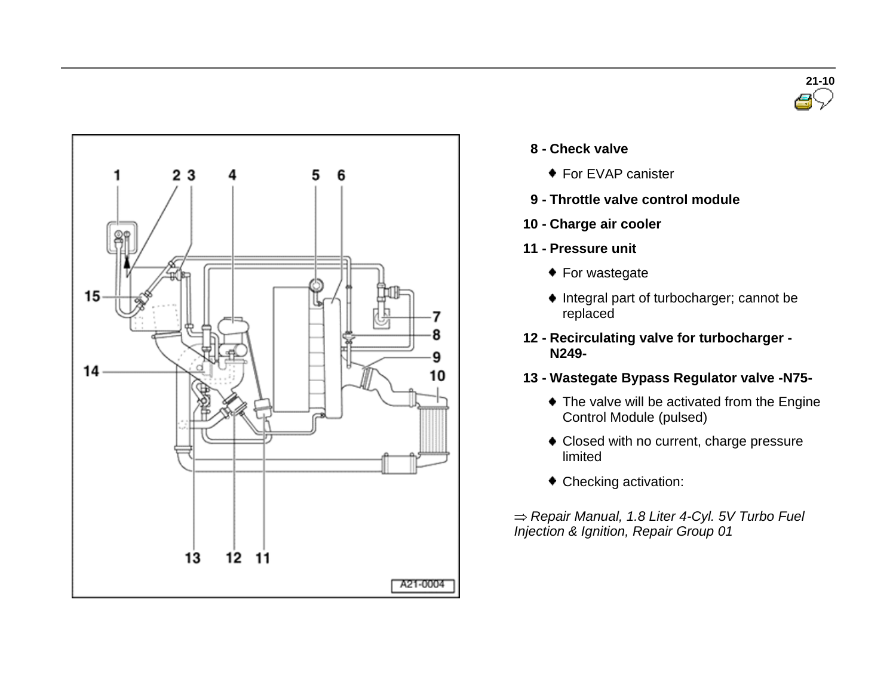- **8 - Check valve**
  - For EVAP canister
- **9 - Throttle valve control module**
- **10 - Charge air cooler**
- **11 - Pressure unit**
  - For wastegate
  - Integral part of turbocharger; cannot be replaced
- **12 - Recirculating valve for turbocharger -N249-**
- **13 - Wastegate Bypass Regulator valve -N75-**
  - The valve will be activated from the Engine Control Module (pulsed)
  - Closed with no current, charge pressure limited
  - Checking activation:

⇒ *Repair Manual, 1.8 Liter 4-Cyl. 5V Turbo Fuel Injection & Ignition, Repair Group 01*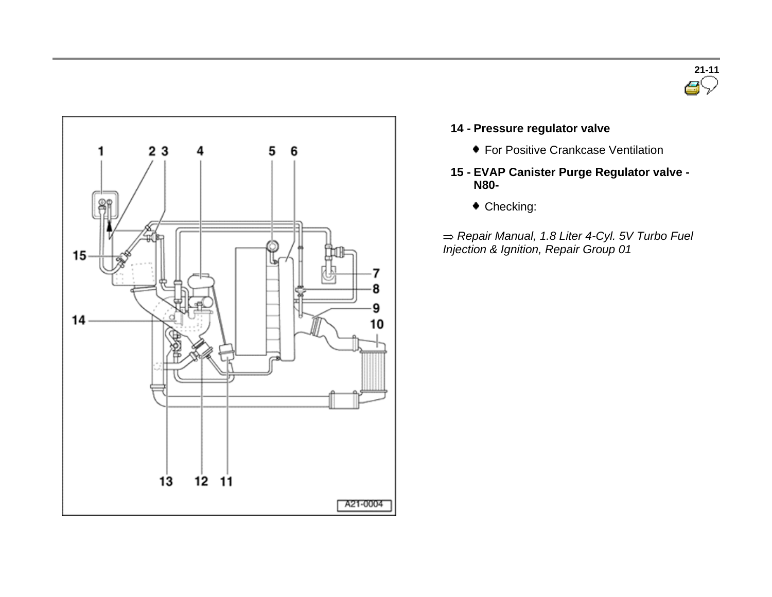**14 - Pressure regulator valve**

- For Positive Crankcase Ventilation

**15 - EVAP Canister Purge Regulator valve - N80-**

- Checking:

⇒ *Repair Manual, 1.8 Liter 4-Cyl. 5V Turbo Fuel Injection & Ignition, Repair Group 01*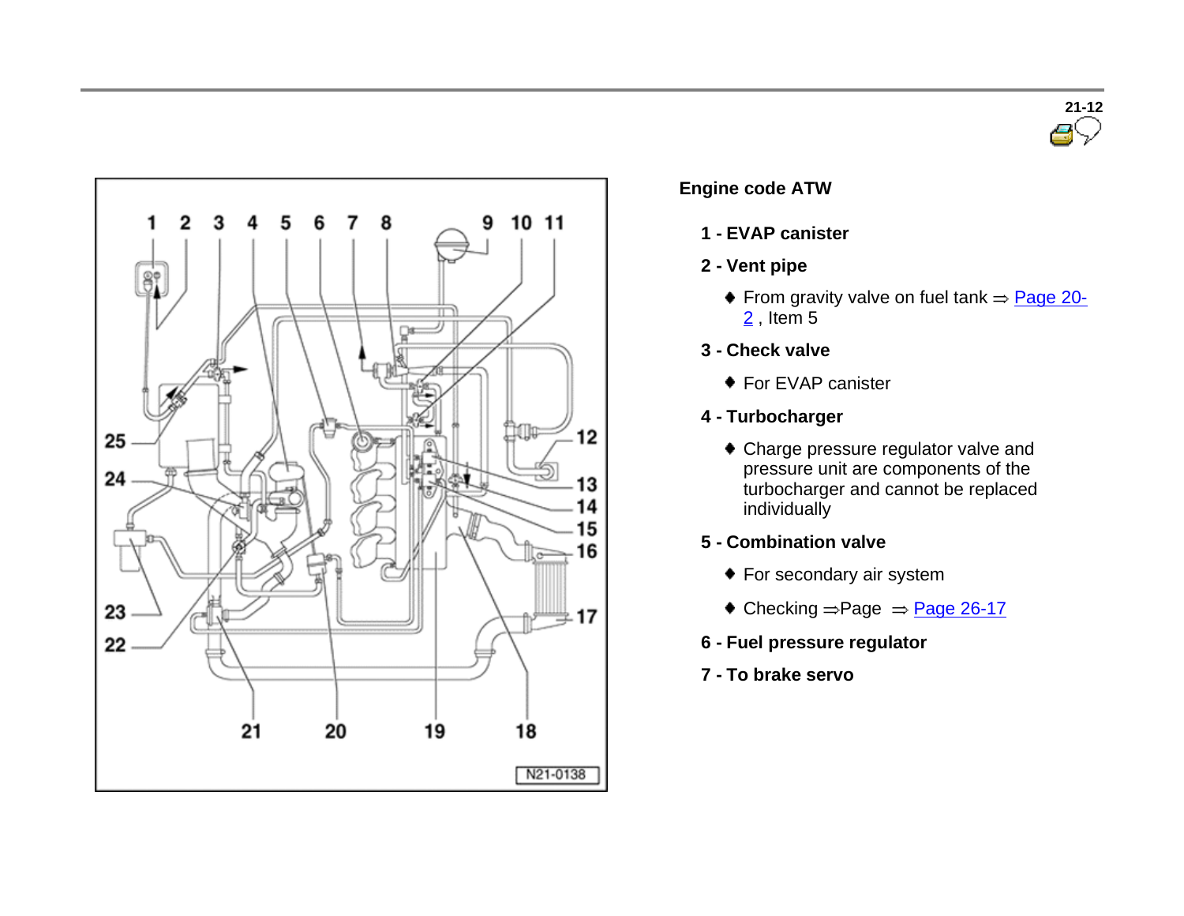## Engine code ATW

**1 - EVAP canister**

**2 - Vent pipe**

- From gravity valve on fuel tank ⇒ Page 20-2 , Item 5

**3 - Check valve**

- For EVAP canister

**4 - Turbocharger**

- Charge pressure regulator valve and pressure unit are components of the turbocharger and cannot be replaced individually

**5 - Combination valve**

- For secondary air system
- Checking ⇒Page ⇒ Page 26-17

**6 - Fuel pressure regulator**

**7 - To brake servo**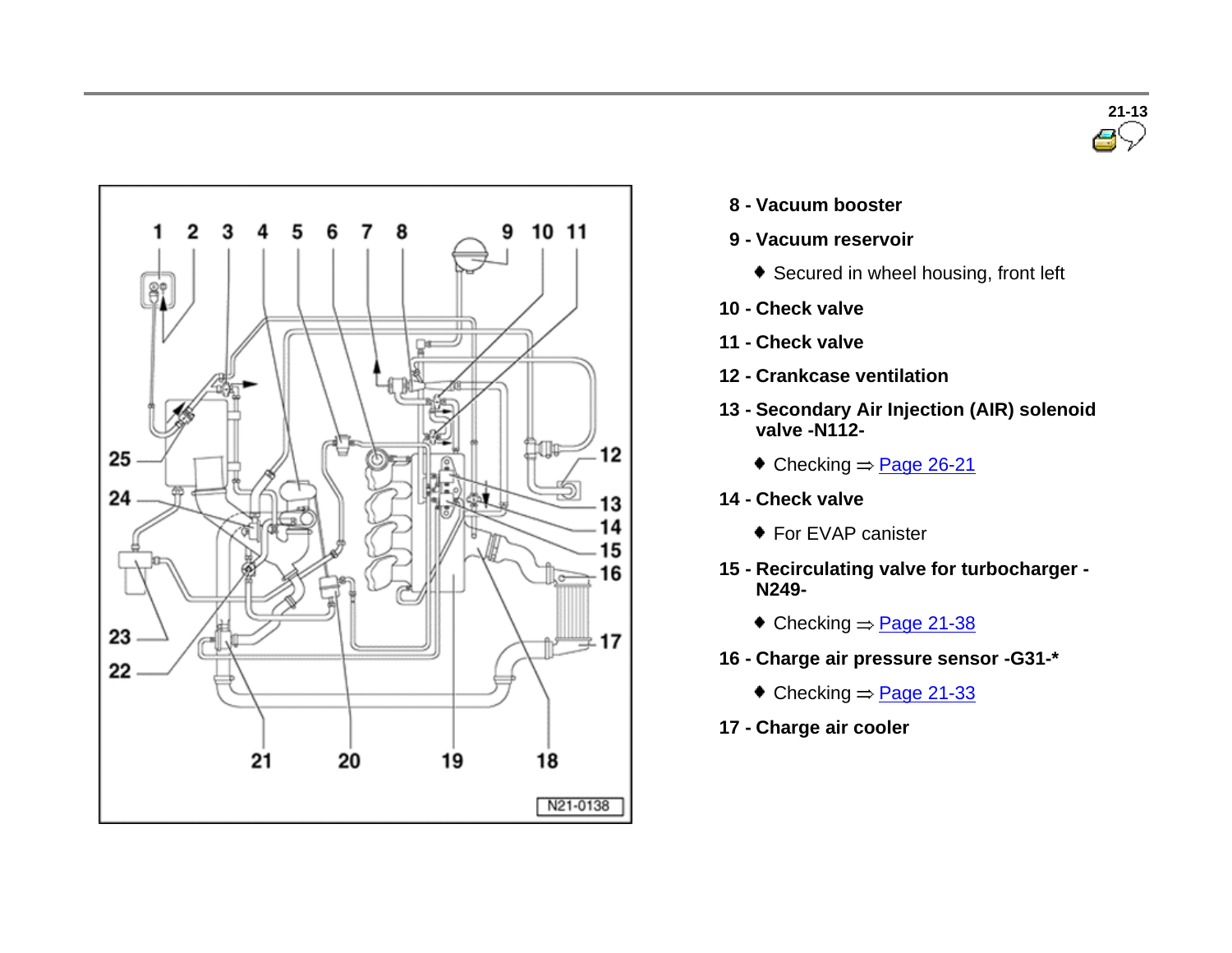**8 - Vacuum booster**

**9 - Vacuum reservoir**

- Secured in wheel housing, front left

**10 - Check valve**

**11 - Check valve**

**12 - Crankcase ventilation**

**13 - Secondary Air Injection (AIR) solenoid valve -N112-**

- Checking ⇒ Page 26-21

**14 - Check valve**

- For EVAP canister

**15 - Recirculating valve for turbocharger - N249-**

- Checking ⇒ Page 21-38

**16 - Charge air pressure sensor -G31-***

- Checking ⇒ Page 21-33

**17 - Charge air cooler**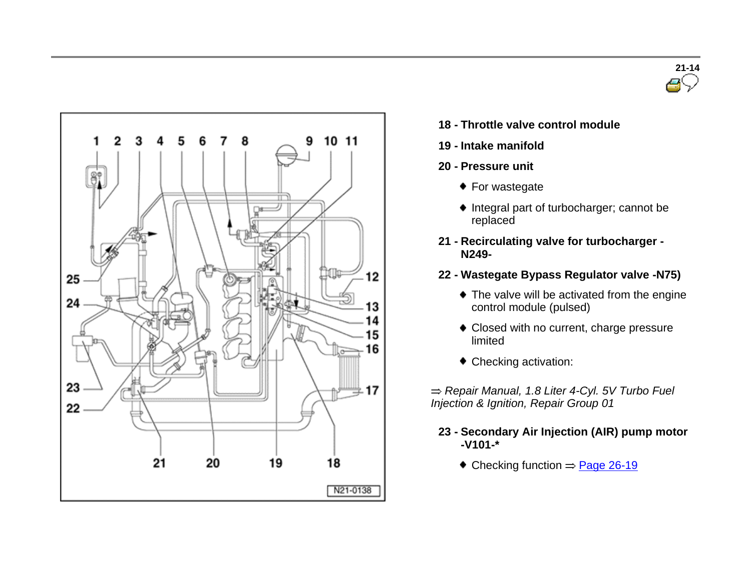**18 - Throttle valve control module**

**19 - Intake manifold**

**20 - Pressure unit**

- For wastegate
- Integral part of turbocharger; cannot be replaced

**21 - Recirculating valve for turbocharger -N249-**

**22 - Wastegate Bypass Regulator valve -N75)**

- The valve will be activated from the engine control module (pulsed)
- Closed with no current, charge pressure limited
- Checking activation:

⇒ *Repair Manual, 1.8 Liter 4-Cyl. 5V Turbo Fuel Injection & Ignition, Repair Group 01*

**23 - Secondary Air Injection (AIR) pump motor -V101-***

- Checking function ⇒ Page 26-19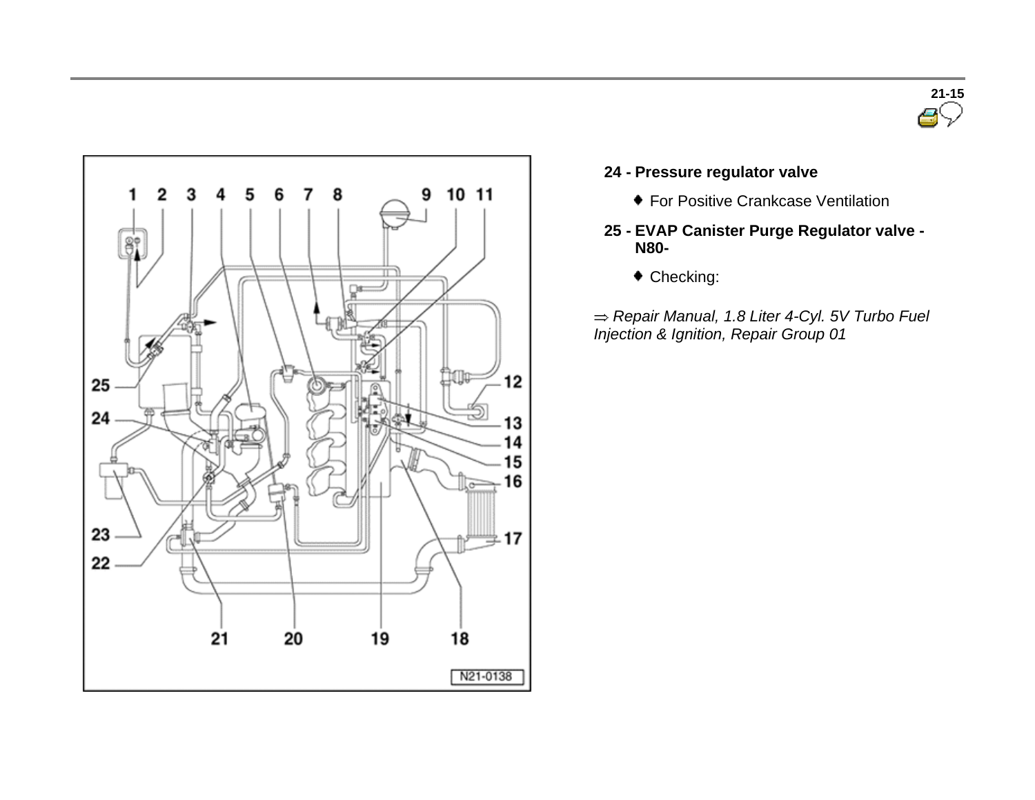**24 - Pressure regulator valve**

- For Positive Crankcase Ventilation

**25 - EVAP Canister Purge Regulator valve - N80-**

- Checking:

⇒ *Repair Manual, 1.8 Liter 4-Cyl. 5V Turbo Fuel Injection & Ignition, Repair Group 01*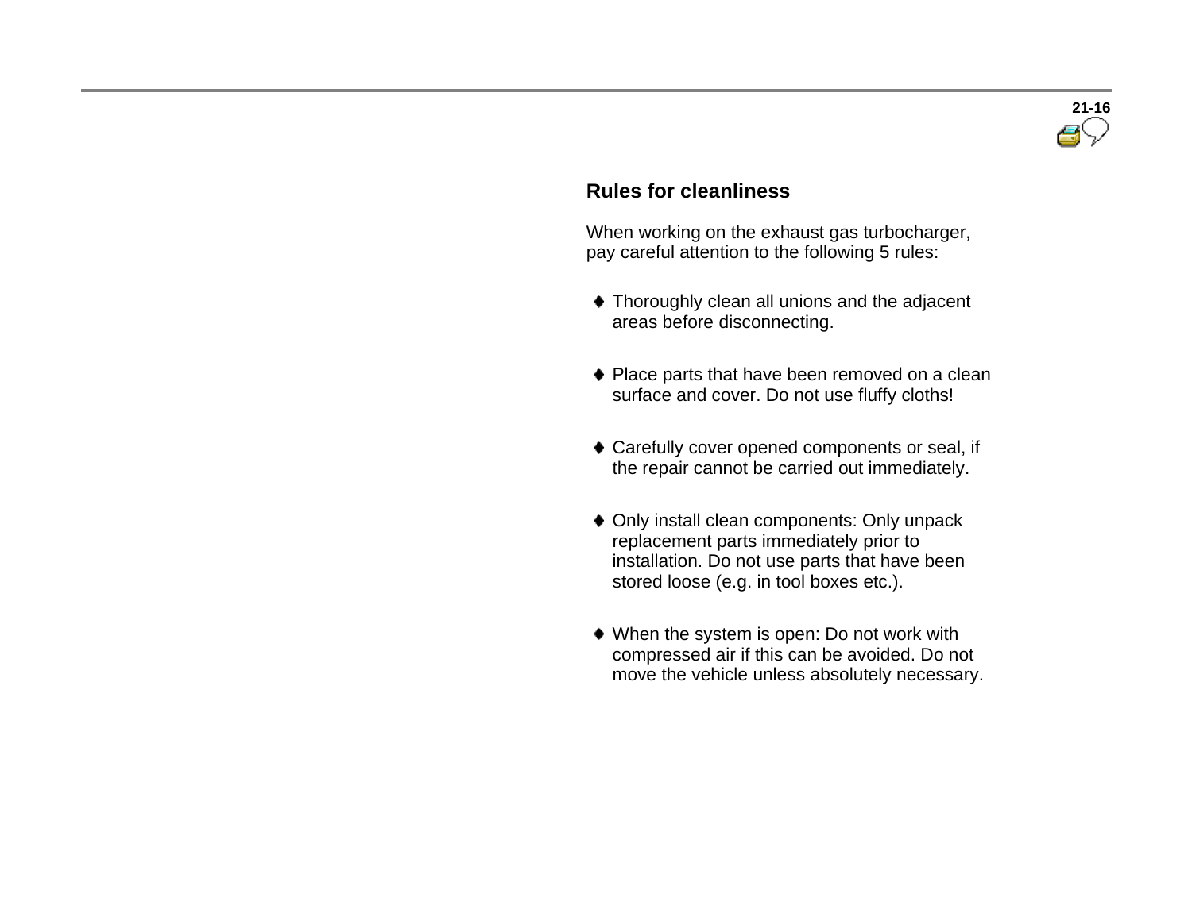## Rules for cleanliness

When working on the exhaust gas turbocharger, pay careful attention to the following 5 rules:

- Thoroughly clean all unions and the adjacent areas before disconnecting.
- Place parts that have been removed on a clean surface and cover. Do not use fluffy cloths!
- Carefully cover opened components or seal, if the repair cannot be carried out immediately.
- Only install clean components: Only unpack replacement parts immediately prior to installation. Do not use parts that have been stored loose (e.g. in tool boxes etc.).
- When the system is open: Do not work with compressed air if this can be avoided. Do not move the vehicle unless absolutely necessary.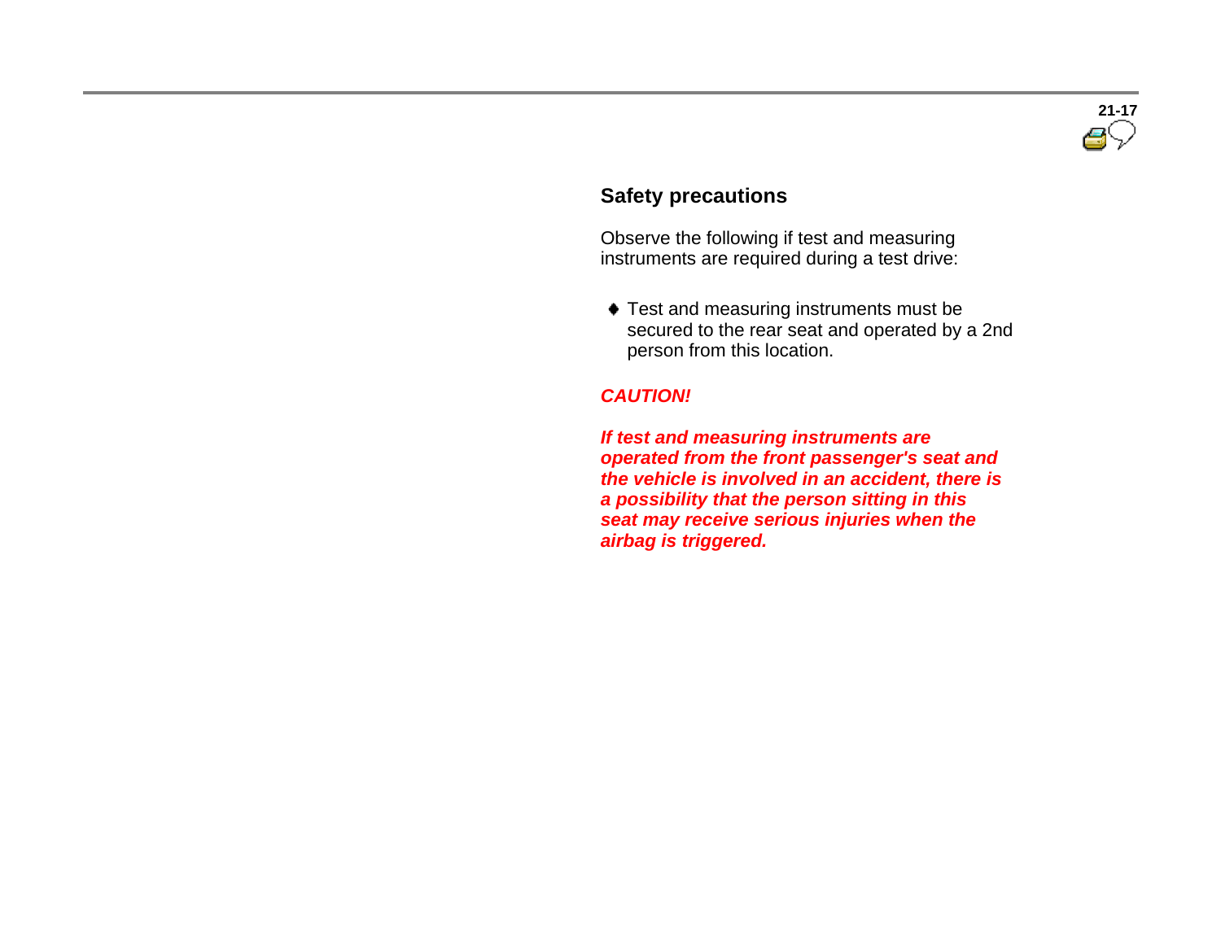## Safety precautions

Observe the following if test and measuring instruments are required during a test drive:

- Test and measuring instruments must be secured to the rear seat and operated by a 2nd person from this location.

***CAUTION!***

***If test and measuring instruments are operated from the front passenger's seat and the vehicle is involved in an accident, there is a possibility that the person sitting in this seat may receive serious injuries when the airbag is triggered.***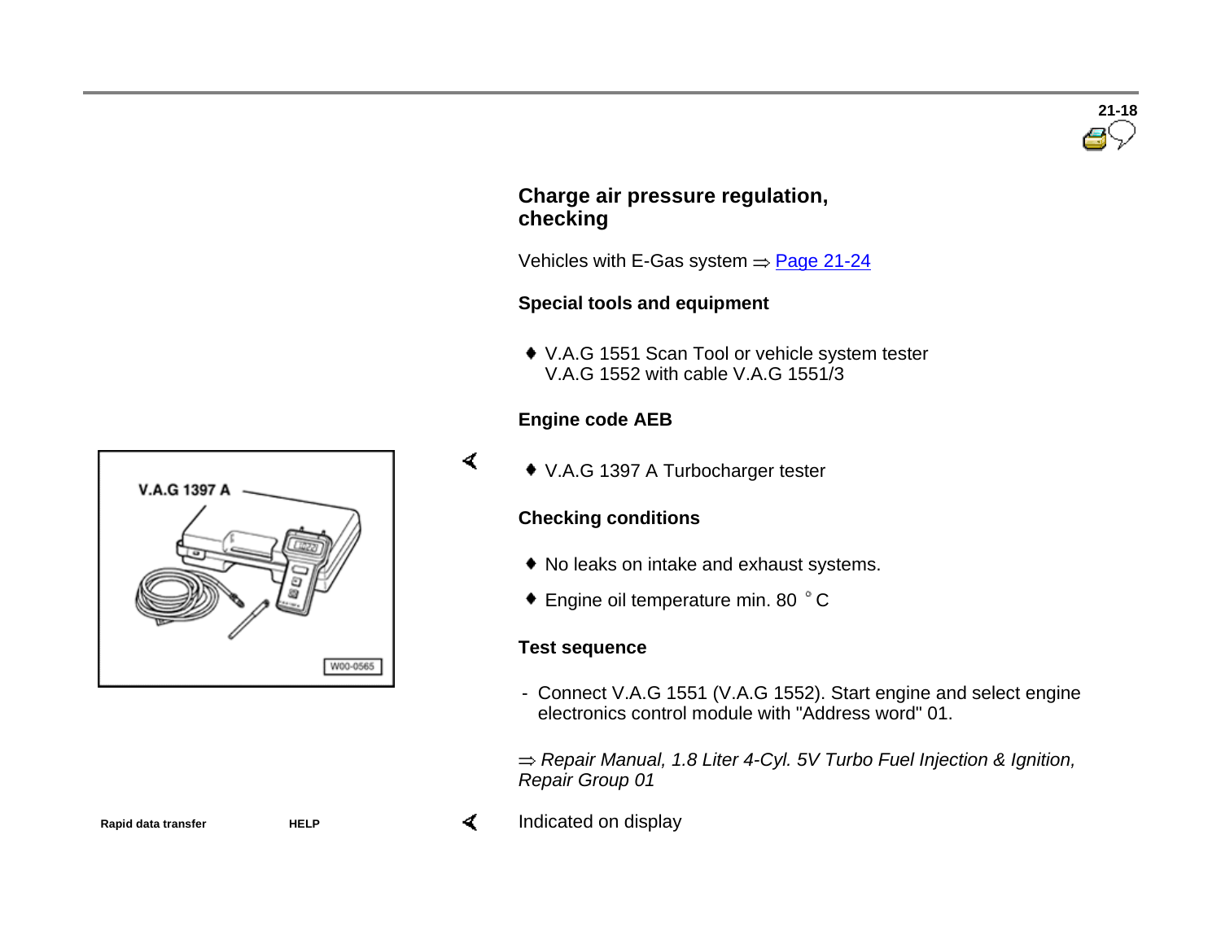## Charge air pressure regulation, checking

Vehicles with E-Gas system ⇒ Page 21-24

### Special tools and equipment

- V.A.G 1551 Scan Tool or vehicle system tester V.A.G 1552 with cable V.A.G 1551/3

### Engine code AEB

- V.A.G 1397 A Turbocharger tester

### Checking conditions

- No leaks on intake and exhaust systems.
- Engine oil temperature min. 80 °C

### Test sequence

- Connect V.A.G 1551 (V.A.G 1552). Start engine and select engine electronics control module with "Address word" 01.

*⇒ Repair Manual, 1.8 Liter 4-Cyl. 5V Turbo Fuel Injection & Ignition, Repair Group 01*

Indicated on display

**Rapid data transfer** **HELP**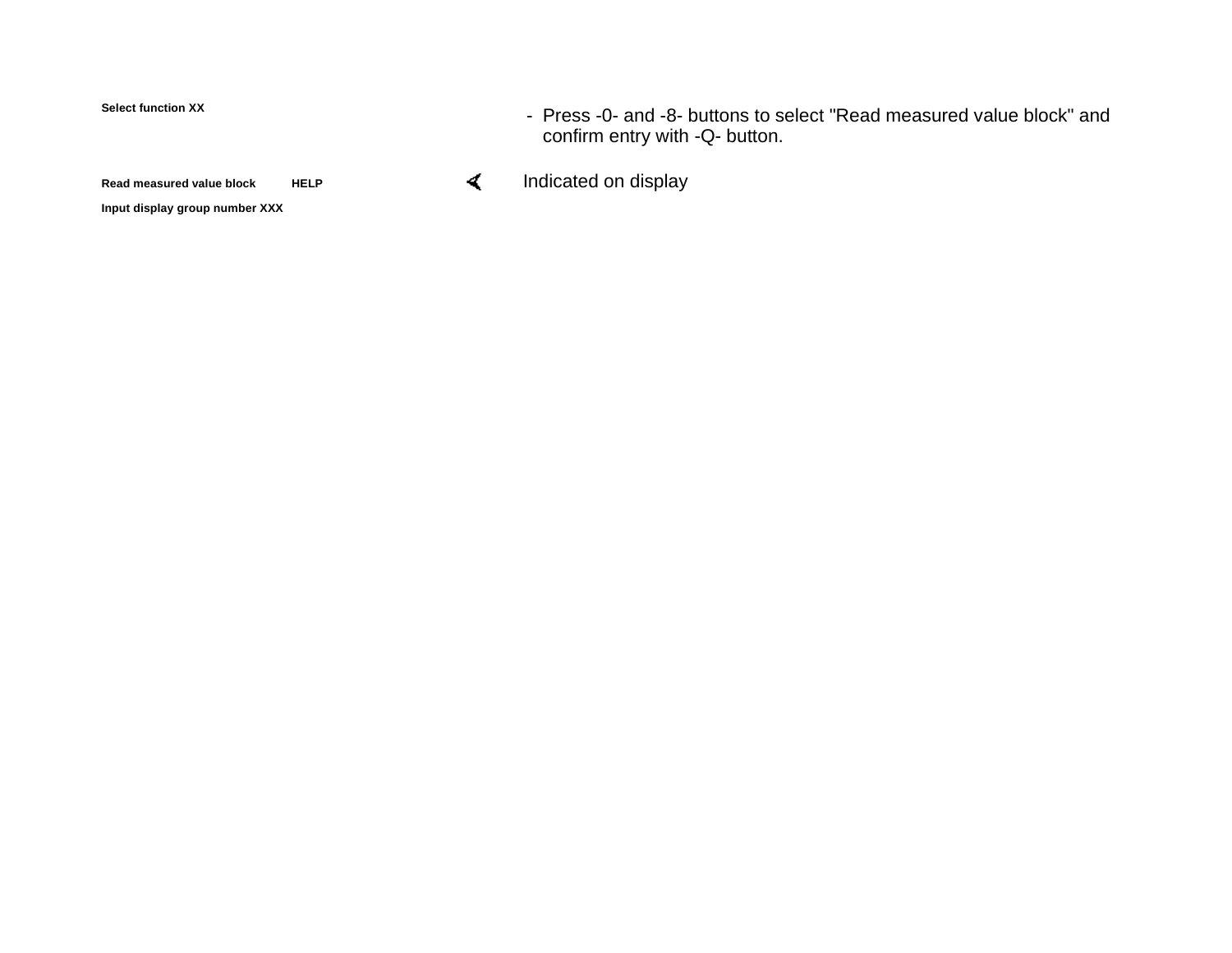**Select function XX**

- Press -0- and -8- buttons to select "Read measured value block" and confirm entry with -Q- button.

**Read measured value block HELP**

**Input display group number XXX**

Indicated on display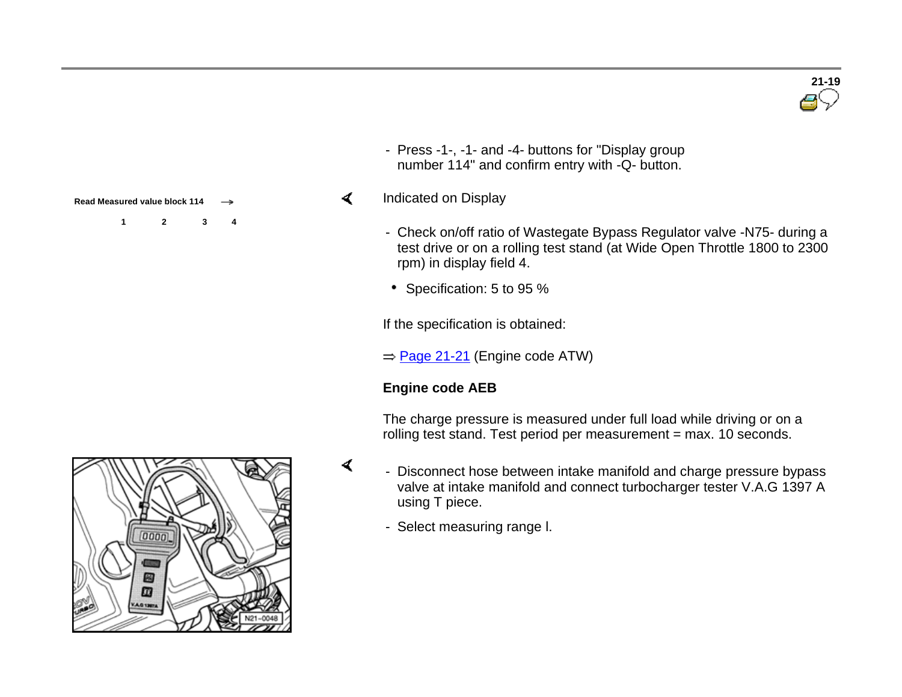- Press -1-, -1- and -4- buttons for "Display group number 114" and confirm entry with -Q- button.

Read Measured value block 114 →

1 2 3 4

Indicated on Display

- Check on/off ratio of Wastegate Bypass Regulator valve -N75- during a test drive or on a rolling test stand (at Wide Open Throttle 1800 to 2300 rpm) in display field 4.
  - Specification: 5 to 95 %

If the specification is obtained:

⇒ Page 21-21 (Engine code ATW)

**Engine code AEB**

The charge pressure is measured under full load while driving or on a rolling test stand. Test period per measurement = max. 10 seconds.

- Disconnect hose between intake manifold and charge pressure bypass valve at intake manifold and connect turbocharger tester V.A.G 1397 A using T piece.
- Select measuring range I.

N21-0048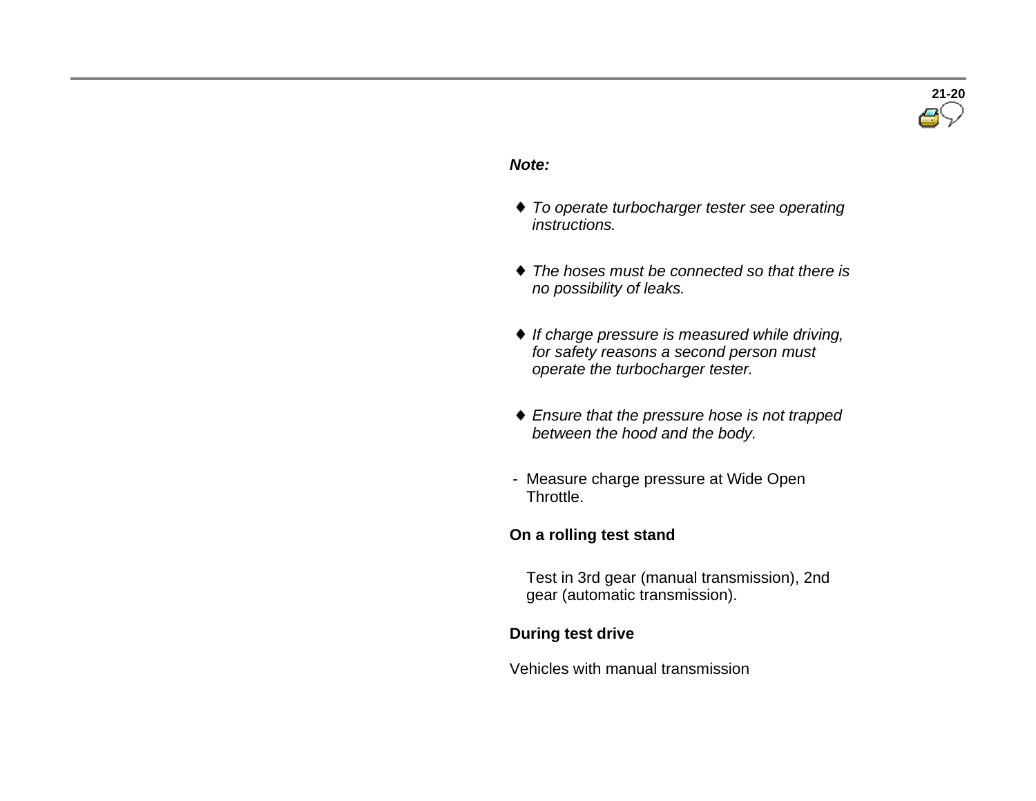*Note:*

- *To operate turbocharger tester see operating instructions.*
- *The hoses must be connected so that there is no possibility of leaks.*
- *If charge pressure is measured while driving, for safety reasons a second person must operate the turbocharger tester.*
- *Ensure that the pressure hose is not trapped between the hood and the body.*

- Measure charge pressure at Wide Open Throttle.

**On a rolling test stand**

Test in 3rd gear (manual transmission), 2nd gear (automatic transmission).

**During test drive**

Vehicles with manual transmission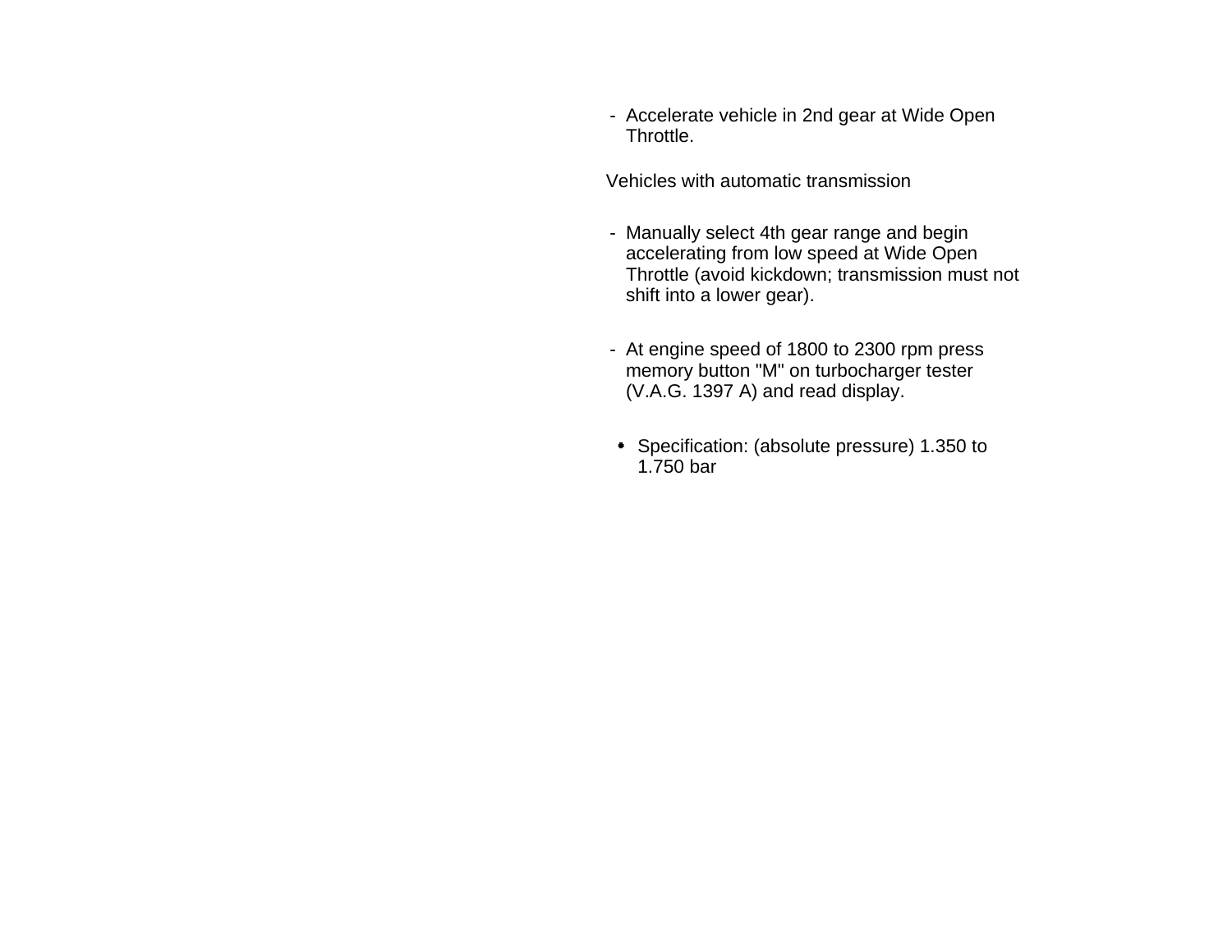- Accelerate vehicle in 2nd gear at Wide Open Throttle.

Vehicles with automatic transmission

- Manually select 4th gear range and begin accelerating from low speed at Wide Open Throttle (avoid kickdown; transmission must not shift into a lower gear).

- At engine speed of 1800 to 2300 rpm press memory button "M" on turbocharger tester (V.A.G. 1397 A) and read display.

- Specification: (absolute pressure) 1.350 to 1.750 bar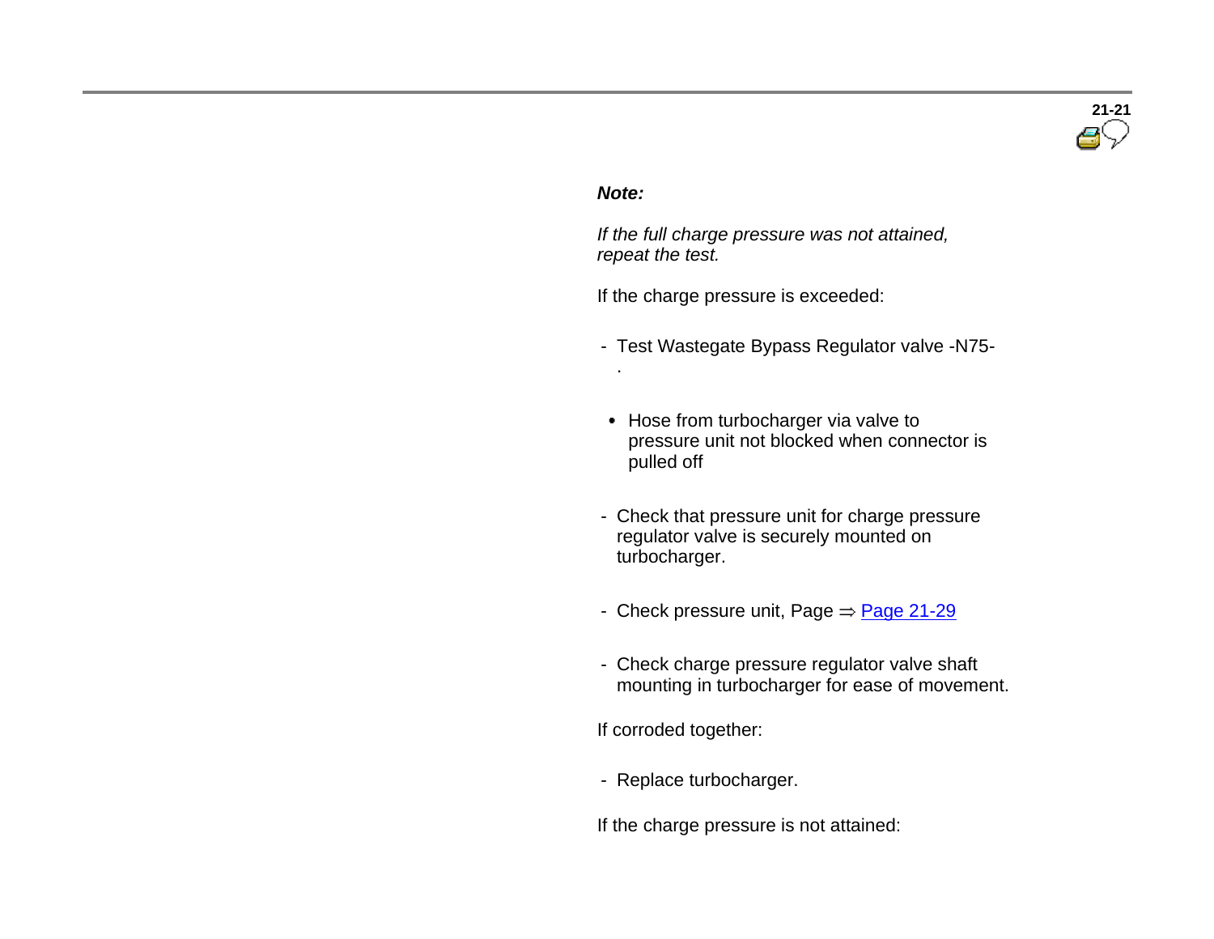***Note:***

*If the full charge pressure was not attained, repeat the test.*

If the charge pressure is exceeded:

- Test Wastegate Bypass Regulator valve -N75- .

- Hose from turbocharger via valve to pressure unit not blocked when connector is pulled off

- Check that pressure unit for charge pressure regulator valve is securely mounted on turbocharger.

- Check pressure unit, Page ⇒ Page 21-29

- Check charge pressure regulator valve shaft mounting in turbocharger for ease of movement.

If corroded together:

- Replace turbocharger.

If the charge pressure is not attained: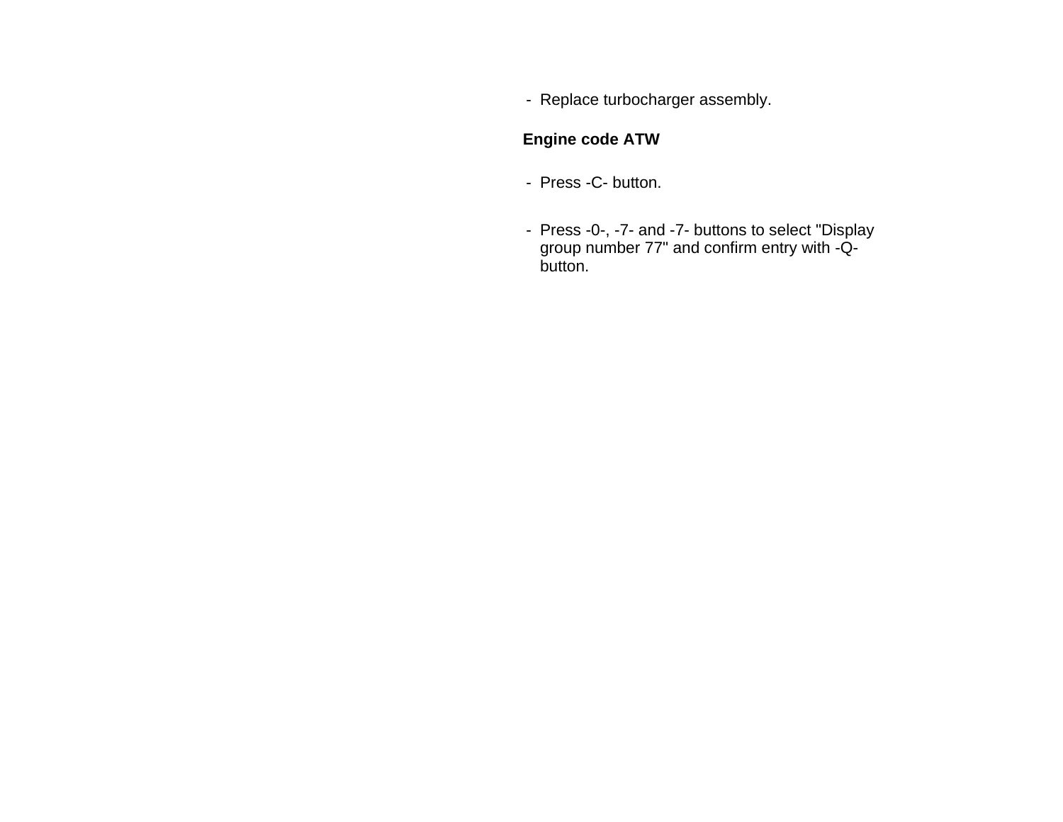- Replace turbocharger assembly.

**Engine code ATW**

- Press -C- button.

- Press -0-, -7- and -7- buttons to select "Display group number 77" and confirm entry with -Q- button.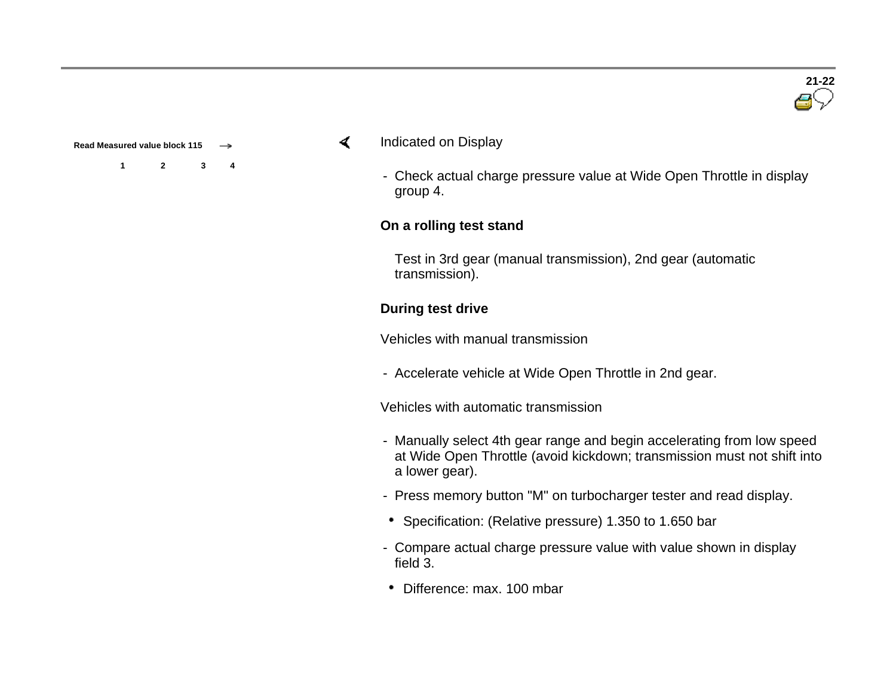**Read Measured value block 115** →

**1 2 3 4**

Indicated on Display

- Check actual charge pressure value at Wide Open Throttle in display group 4.

**On a rolling test stand**

Test in 3rd gear (manual transmission), 2nd gear (automatic transmission).

**During test drive**

Vehicles with manual transmission

- Accelerate vehicle at Wide Open Throttle in 2nd gear.

Vehicles with automatic transmission

- Manually select 4th gear range and begin accelerating from low speed at Wide Open Throttle (avoid kickdown; transmission must not shift into a lower gear).
- Press memory button "M" on turbocharger tester and read display.
  - Specification: (Relative pressure) 1.350 to 1.650 bar
- Compare actual charge pressure value with value shown in display field 3.
  - Difference: max. 100 mbar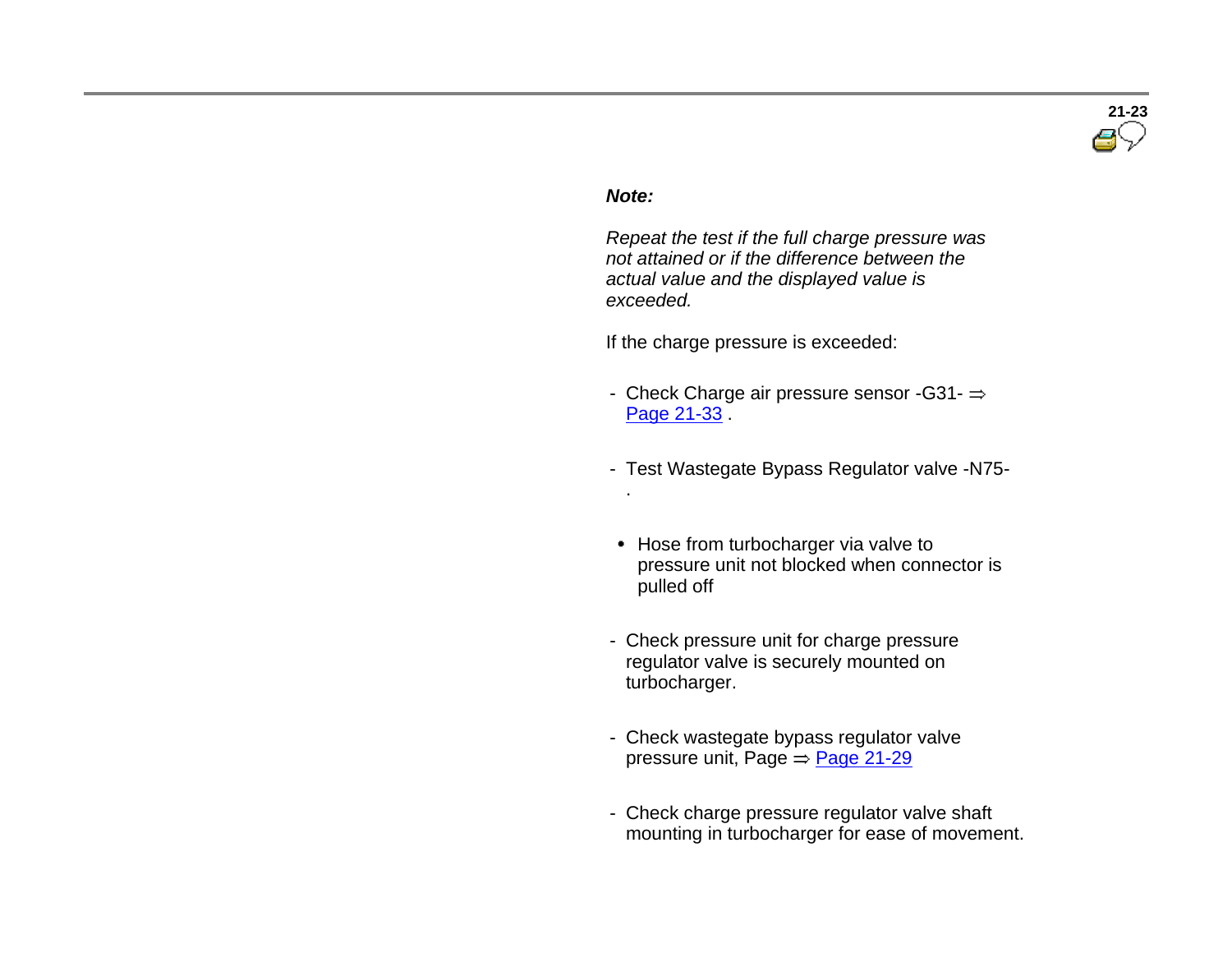***Note:***

*Repeat the test if the full charge pressure was not attained or if the difference between the actual value and the displayed value is exceeded.*

If the charge pressure is exceeded:

- Check Charge air pressure sensor -G31- ⇒ Page 21-33 .
- Test Wastegate Bypass Regulator valve -N75- .
  - Hose from turbocharger via valve to pressure unit not blocked when connector is pulled off
- Check pressure unit for charge pressure regulator valve is securely mounted on turbocharger.
- Check wastegate bypass regulator valve pressure unit, Page ⇒ Page 21-29
- Check charge pressure regulator valve shaft mounting in turbocharger for ease of movement.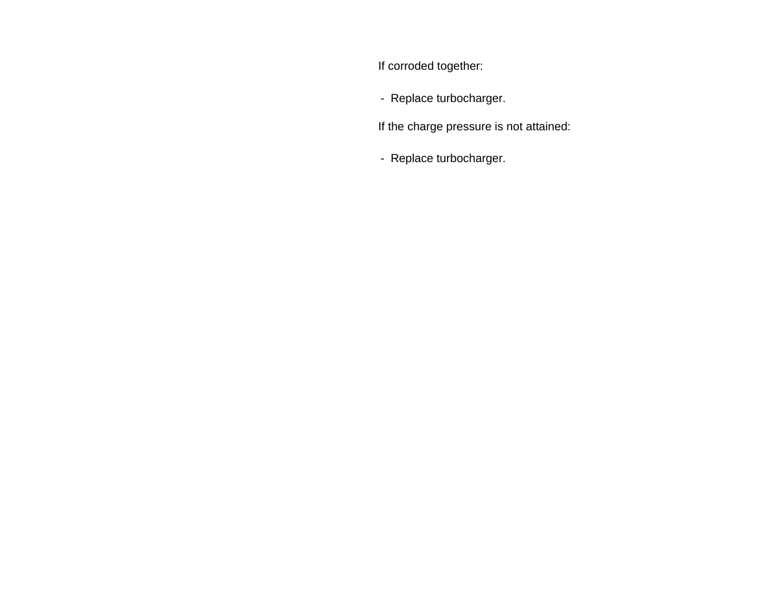If corroded together:

- Replace turbocharger.

If the charge pressure is not attained:

- Replace turbocharger.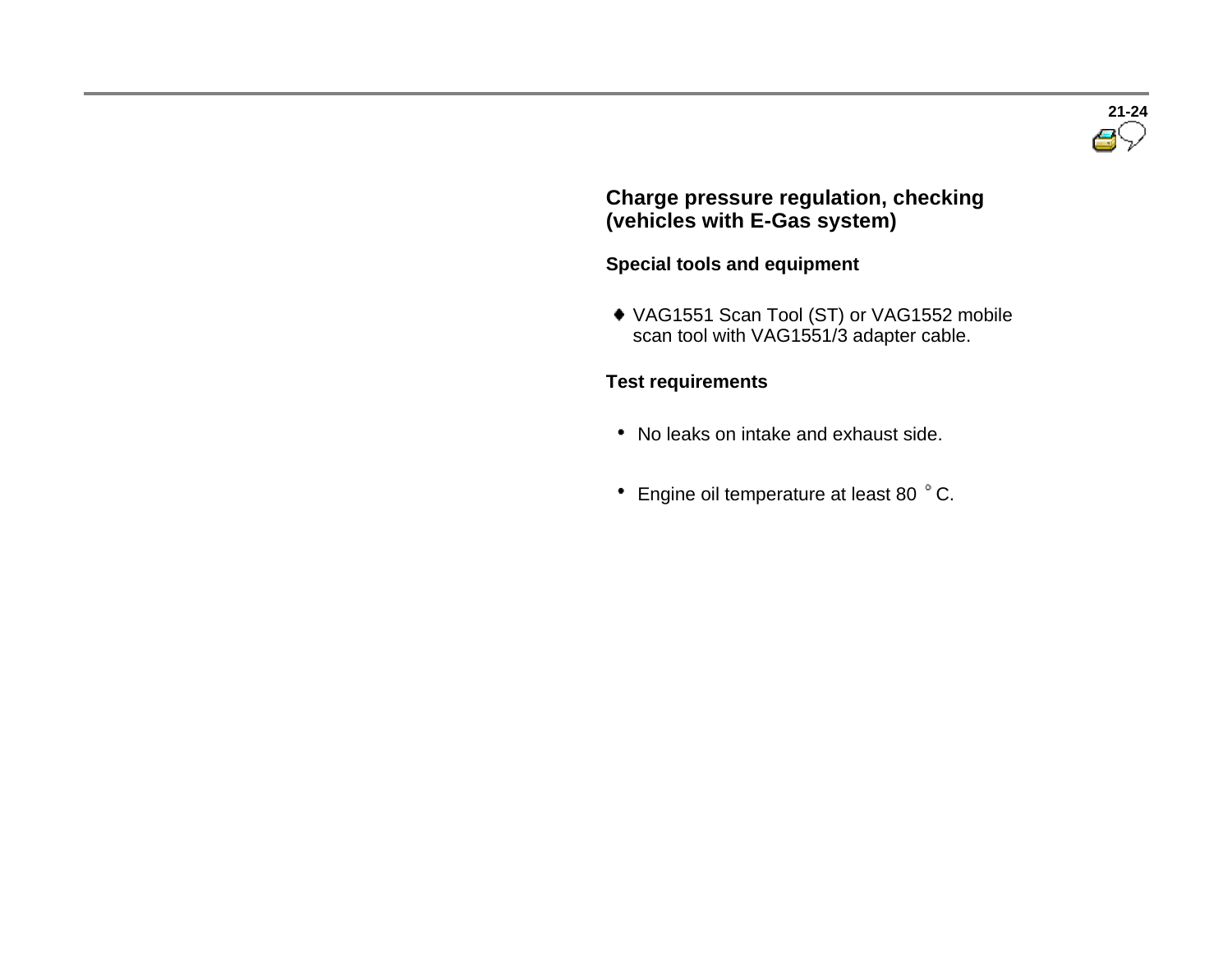## Charge pressure regulation, checking (vehicles with E-Gas system)

### Special tools and equipment

- VAG1551 Scan Tool (ST) or VAG1552 mobile scan tool with VAG1551/3 adapter cable.

### Test requirements

- No leaks on intake and exhaust side.
- Engine oil temperature at least 80 °C.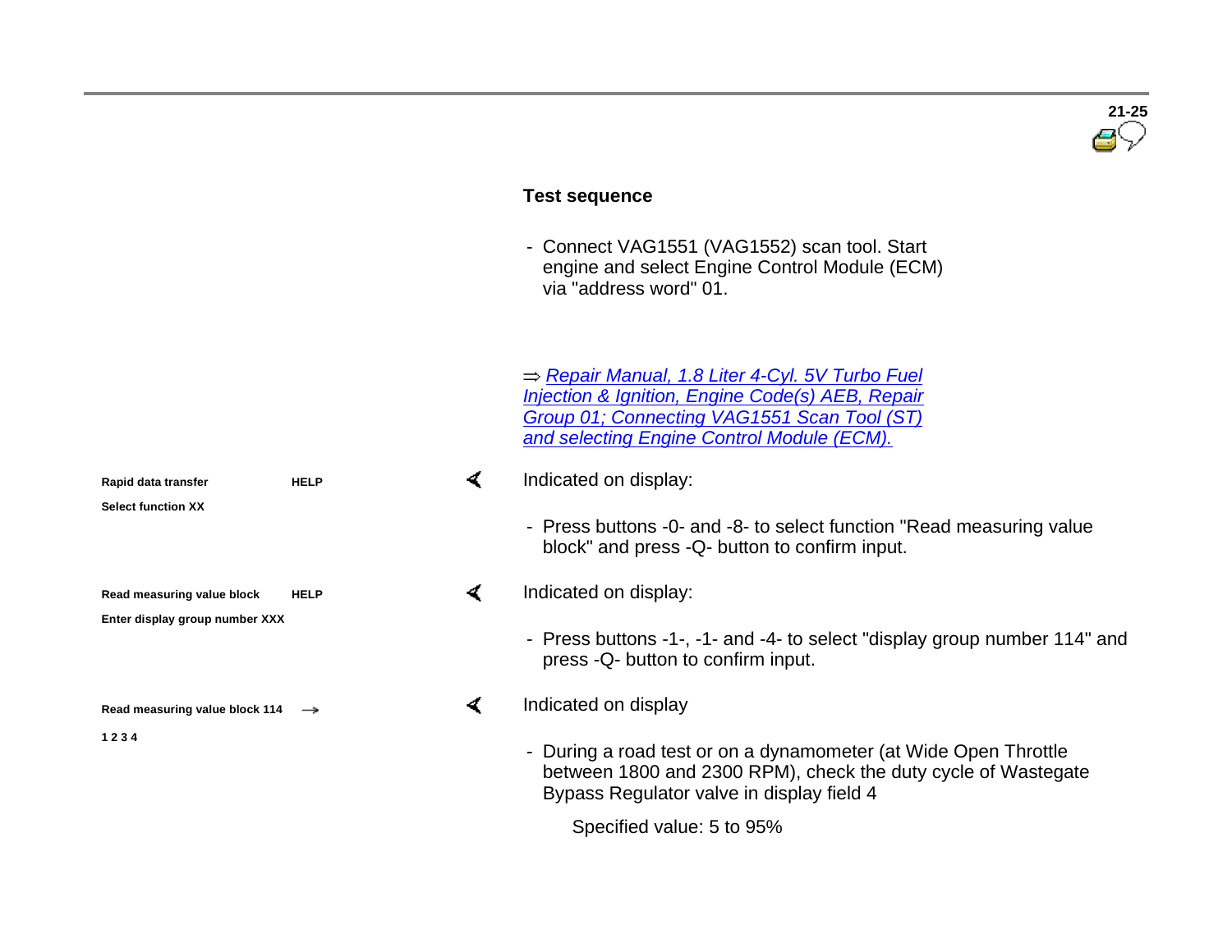### Test sequence

- Connect VAG1551 (VAG1552) scan tool. Start engine and select Engine Control Module (ECM) via "address word" 01.

⇒ [Repair Manual, 1.8 Liter 4-Cyl. 5V Turbo Fuel Injection & Ignition, Engine Code(s) AEB, Repair Group 01; Connecting VAG1551 Scan Tool (ST) and selecting Engine Control Module (ECM).]

| | |
|---|---|
| **Rapid data transfer** | **HELP** |
| **Select function XX** | |

Indicated on display:

- Press buttons -0- and -8- to select function "Read measuring value block" and press -Q- button to confirm input.

| | |
|---|---|
| **Read measuring value block** | **HELP** |
| **Enter display group number XXX** | |

Indicated on display:

- Press buttons -1-, -1- and -4- to select "display group number 114" and press -Q- button to confirm input.

| | |
|---|---|
| **Read measuring value block 114** | → |
| **1 2 3 4** | |

Indicated on display

- During a road test or on a dynamometer (at Wide Open Throttle between 1800 and 2300 RPM), check the duty cycle of Wastegate Bypass Regulator valve in display field 4

  Specified value: 5 to 95%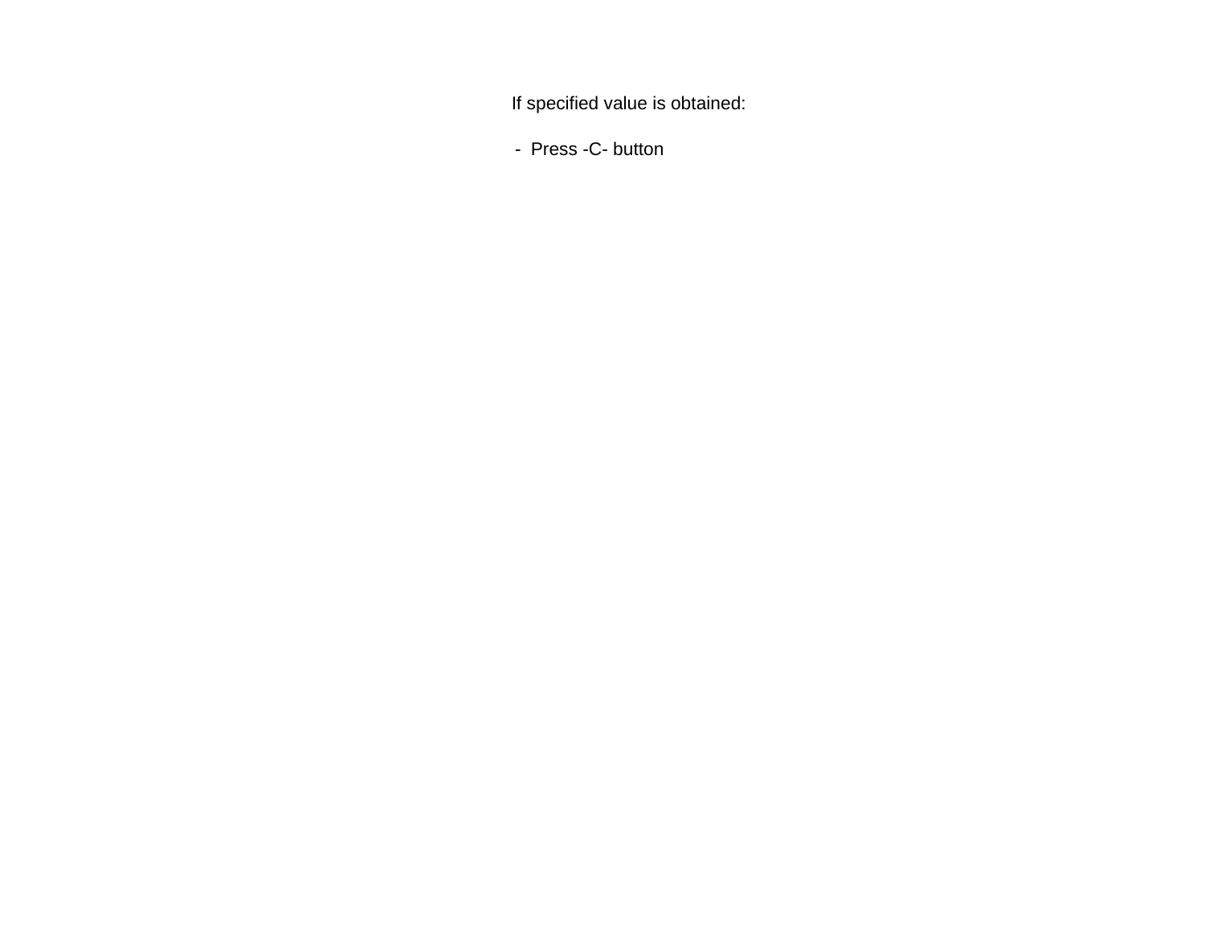If specified value is obtained:

- Press -C- button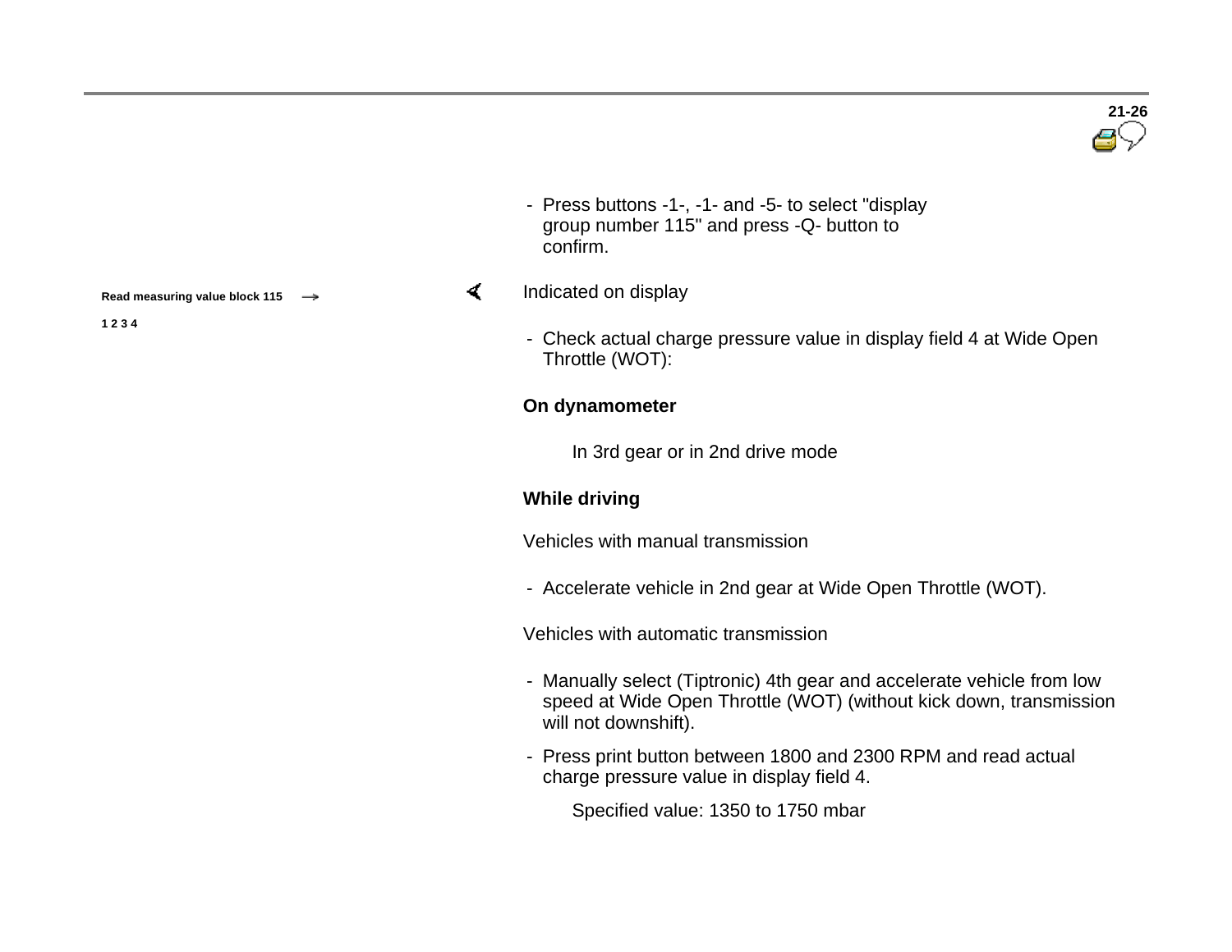- Press buttons -1-, -1- and -5- to select "display group number 115" and press -Q- button to confirm.

**Read measuring value block 115** →

**1 2 3 4**

Indicated on display

- Check actual charge pressure value in display field 4 at Wide Open Throttle (WOT):

**On dynamometer**

In 3rd gear or in 2nd drive mode

**While driving**

Vehicles with manual transmission

- Accelerate vehicle in 2nd gear at Wide Open Throttle (WOT).

Vehicles with automatic transmission

- Manually select (Tiptronic) 4th gear and accelerate vehicle from low speed at Wide Open Throttle (WOT) (without kick down, transmission will not downshift).
- Press print button between 1800 and 2300 RPM and read actual charge pressure value in display field 4.

  Specified value: 1350 to 1750 mbar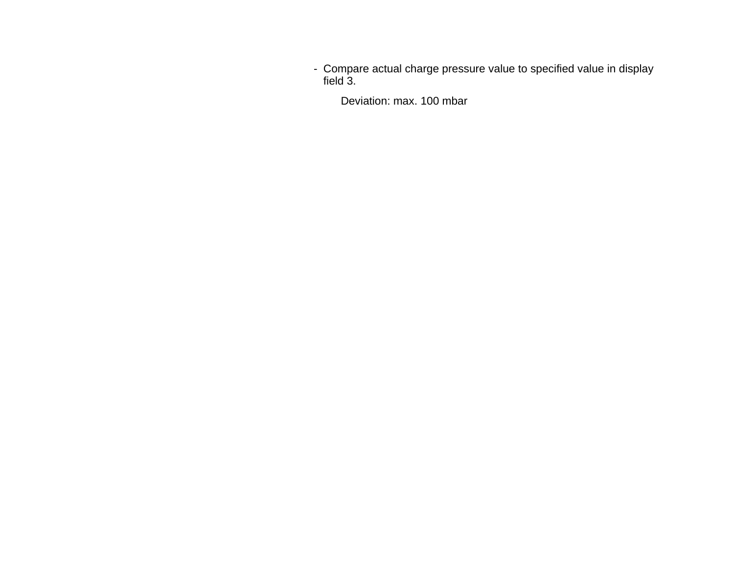- Compare actual charge pressure value to specified value in display field 3.

  Deviation: max. 100 mbar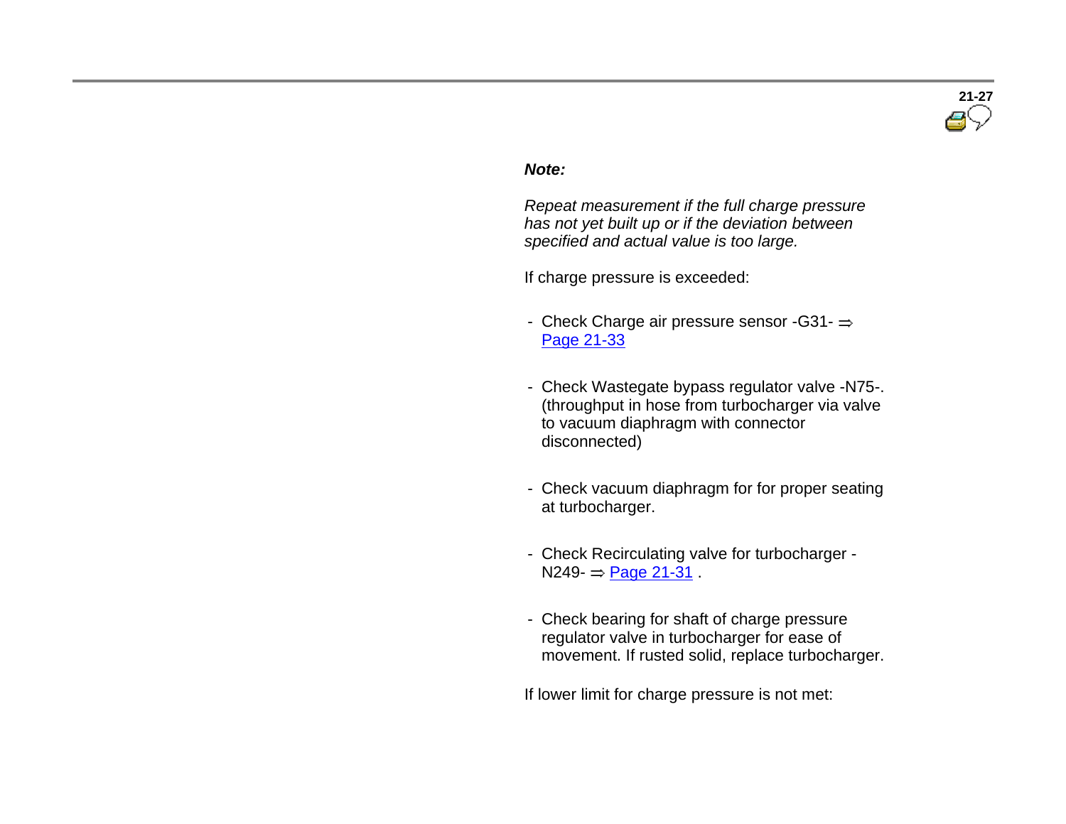***Note:***

*Repeat measurement if the full charge pressure has not yet built up or if the deviation between specified and actual value is too large.*

If charge pressure is exceeded:

- Check Charge air pressure sensor -G31- ⇒ Page 21-33
- Check Wastegate bypass regulator valve -N75-. (throughput in hose from turbocharger via valve to vacuum diaphragm with connector disconnected)
- Check vacuum diaphragm for for proper seating at turbocharger.
- Check Recirculating valve for turbocharger -N249- ⇒ Page 21-31 .
- Check bearing for shaft of charge pressure regulator valve in turbocharger for ease of movement. If rusted solid, replace turbocharger.

If lower limit for charge pressure is not met: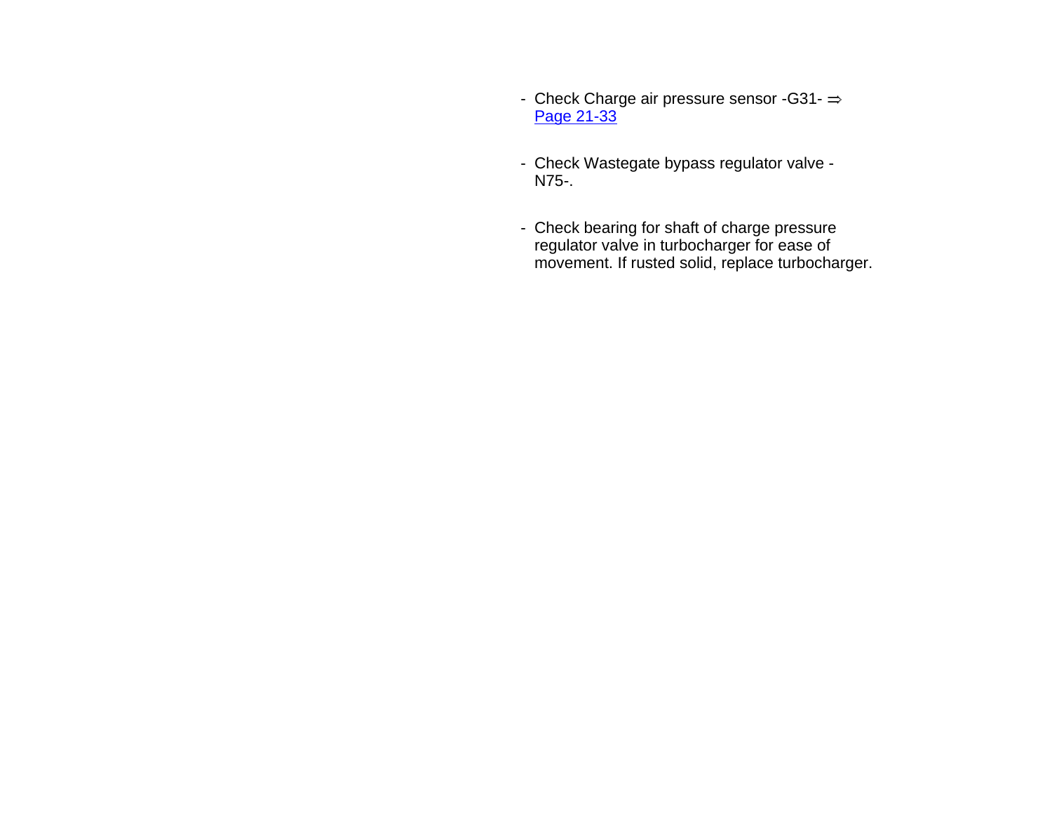- Check Charge air pressure sensor -G31- ⇒ Page 21-33

- Check Wastegate bypass regulator valve -N75-.

- Check bearing for shaft of charge pressure regulator valve in turbocharger for ease of movement. If rusted solid, replace turbocharger.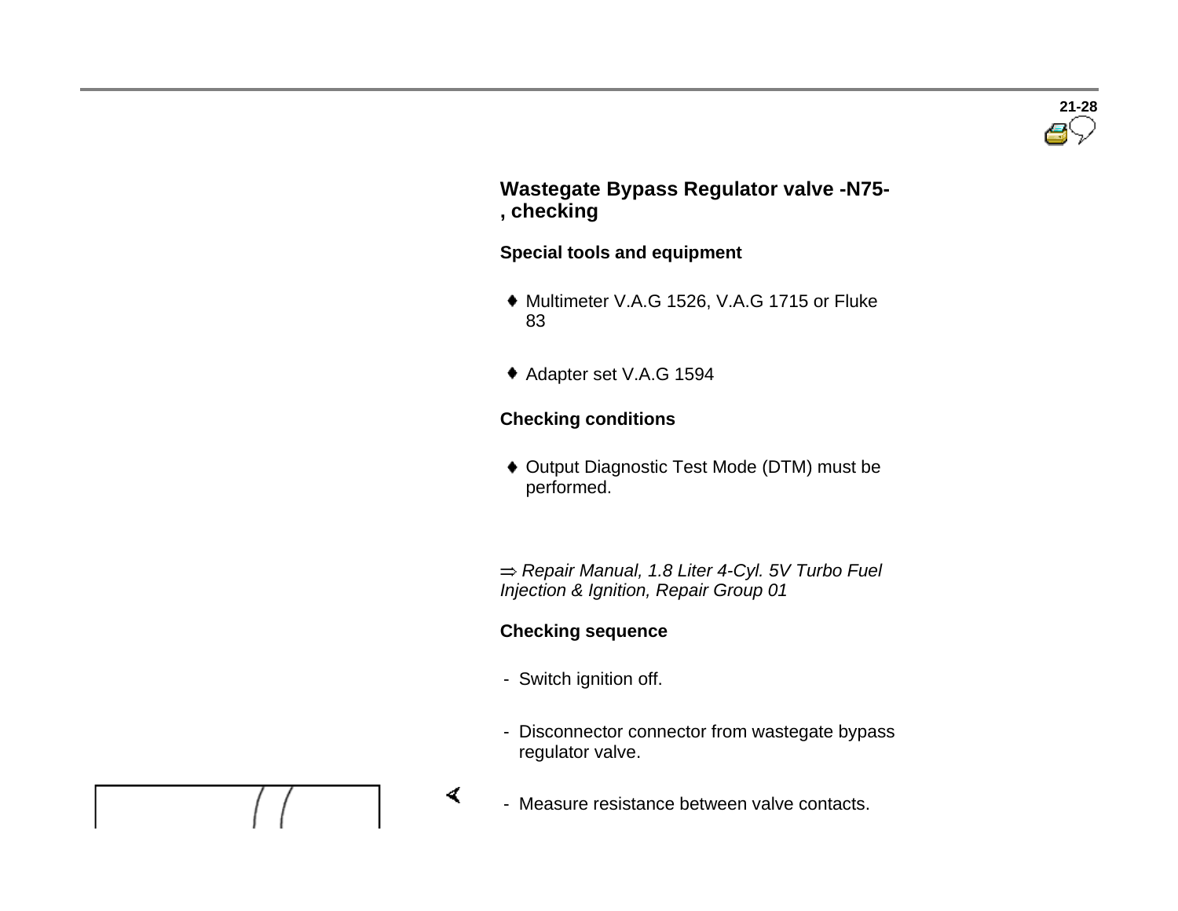## Wastegate Bypass Regulator valve -N75-, checking

**Special tools and equipment**

- Multimeter V.A.G 1526, V.A.G 1715 or Fluke 83
- Adapter set V.A.G 1594

**Checking conditions**

- Output Diagnostic Test Mode (DTM) must be performed.

⇒ *Repair Manual, 1.8 Liter 4-Cyl. 5V Turbo Fuel Injection & Ignition, Repair Group 01*

**Checking sequence**

- Switch ignition off.
- Disconnector connector from wastegate bypass regulator valve.
- Measure resistance between valve contacts.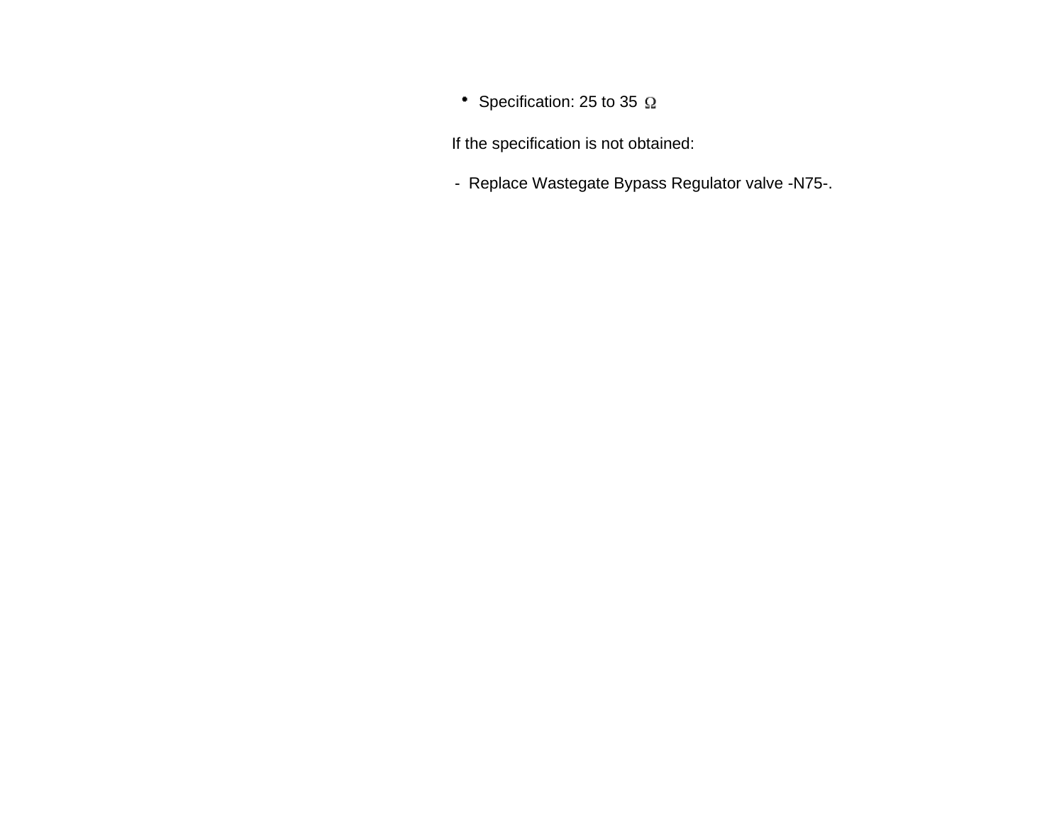- Specification: 25 to 35 Ω

If the specification is not obtained:

- Replace Wastegate Bypass Regulator valve -N75-.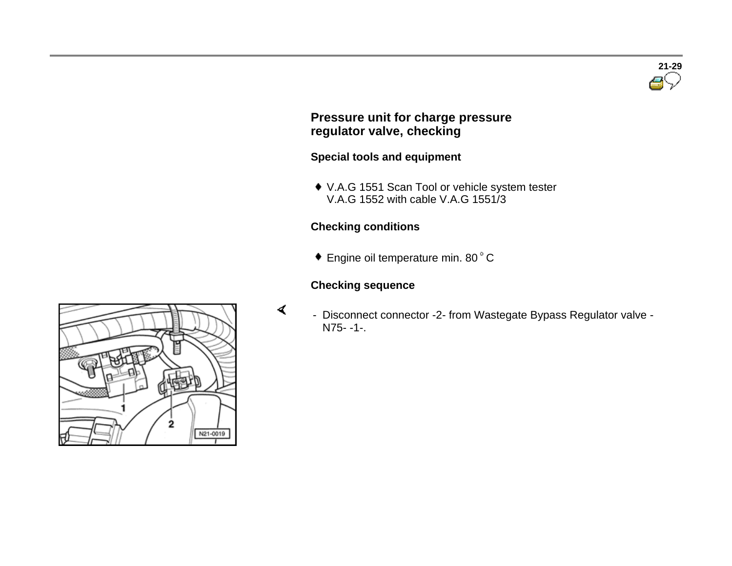## Pressure unit for charge pressure regulator valve, checking

### Special tools and equipment

- V.A.G 1551 Scan Tool or vehicle system tester V.A.G 1552 with cable V.A.G 1551/3

### Checking conditions

- Engine oil temperature min. 80 °C

### Checking sequence

- Disconnect connector -2- from Wastegate Bypass Regulator valve -N75- -1-.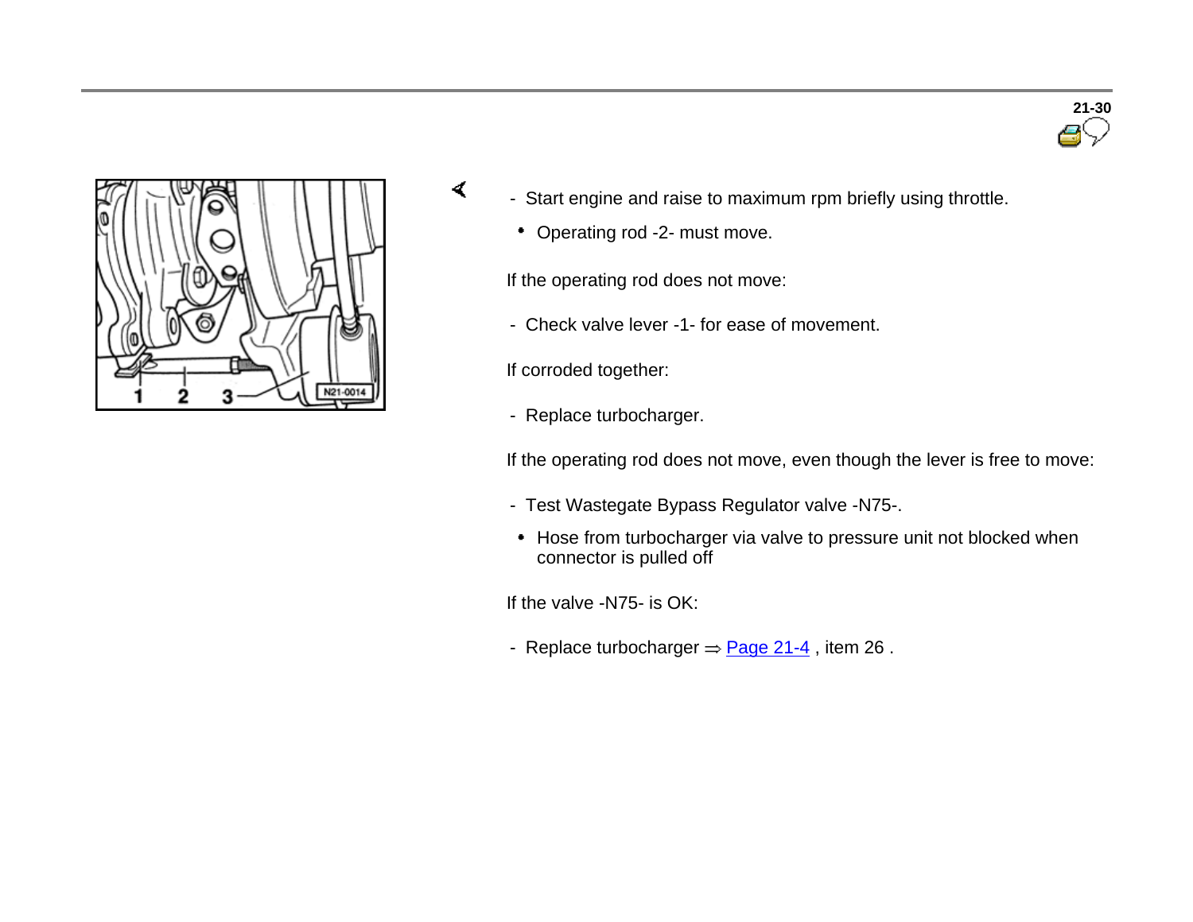- Start engine and raise to maximum rpm briefly using throttle.
  - Operating rod -2- must move.

If the operating rod does not move:

- Check valve lever -1- for ease of movement.

If corroded together:

- Replace turbocharger.

If the operating rod does not move, even though the lever is free to move:

- Test Wastegate Bypass Regulator valve -N75-.
  - Hose from turbocharger via valve to pressure unit not blocked when connector is pulled off

If the valve -N75- is OK:

- Replace turbocharger ⇒ Page 21-4 , item 26 .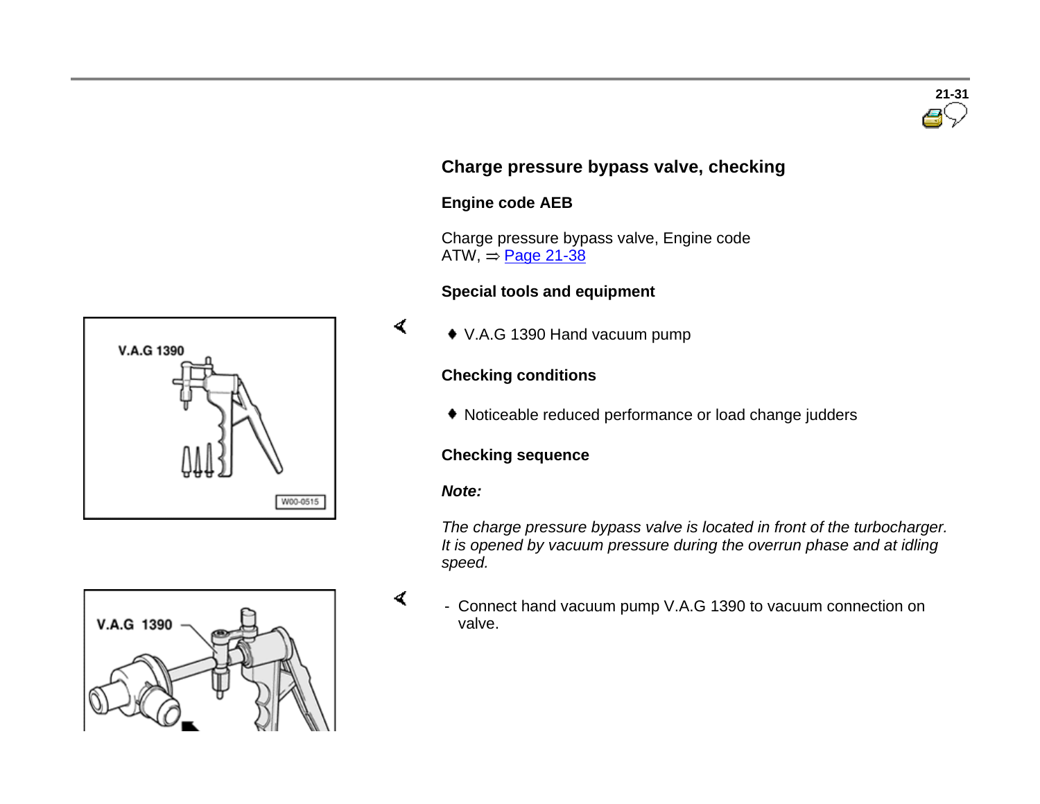## Charge pressure bypass valve, checking

### Engine code AEB

Charge pressure bypass valve, Engine code ATW, ⇒ Page 21-38

### Special tools and equipment

- V.A.G 1390 Hand vacuum pump

### Checking conditions

- Noticeable reduced performance or load change judders

### Checking sequence

***Note:***

*The charge pressure bypass valve is located in front of the turbocharger. It is opened by vacuum pressure during the overrun phase and at idling speed.*

- Connect hand vacuum pump V.A.G 1390 to vacuum connection on valve.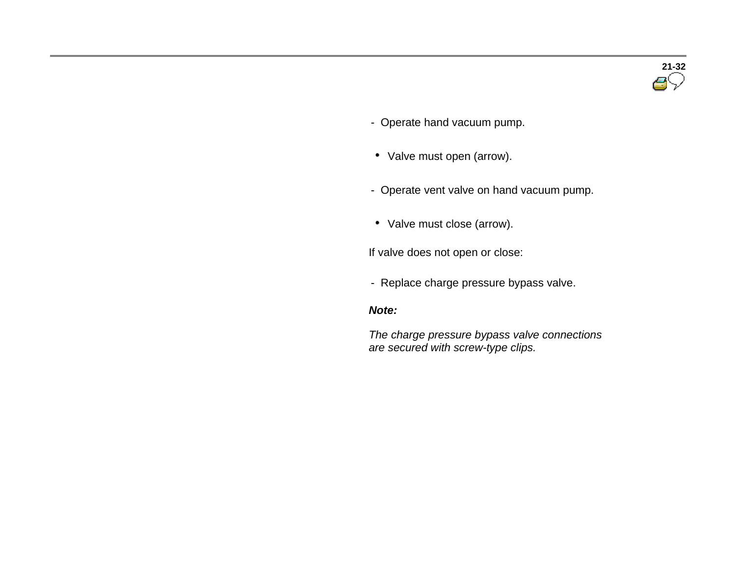- Operate hand vacuum pump.

- Valve must open (arrow).

- Operate vent valve on hand vacuum pump.

- Valve must close (arrow).

If valve does not open or close:

- Replace charge pressure bypass valve.

***Note:***

*The charge pressure bypass valve connections are secured with screw-type clips.*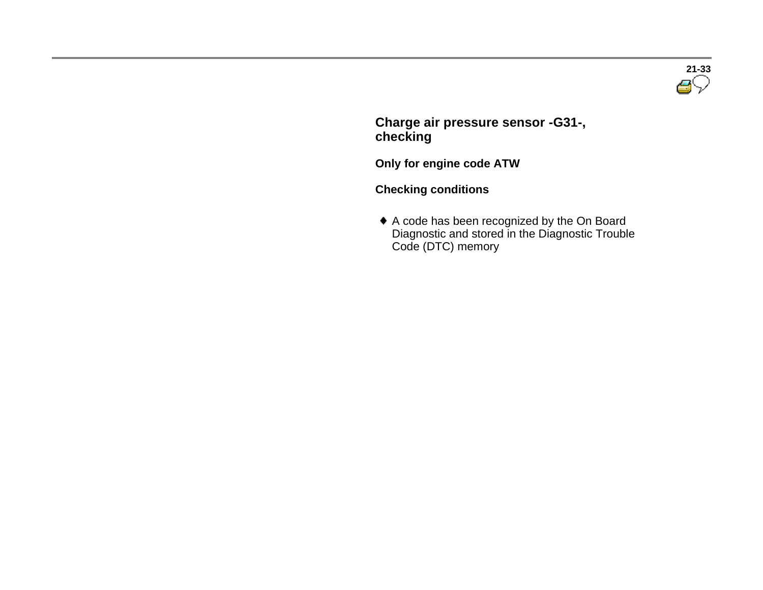## Charge air pressure sensor -G31-, checking

### Only for engine code ATW

### Checking conditions

- A code has been recognized by the On Board Diagnostic and stored in the Diagnostic Trouble Code (DTC) memory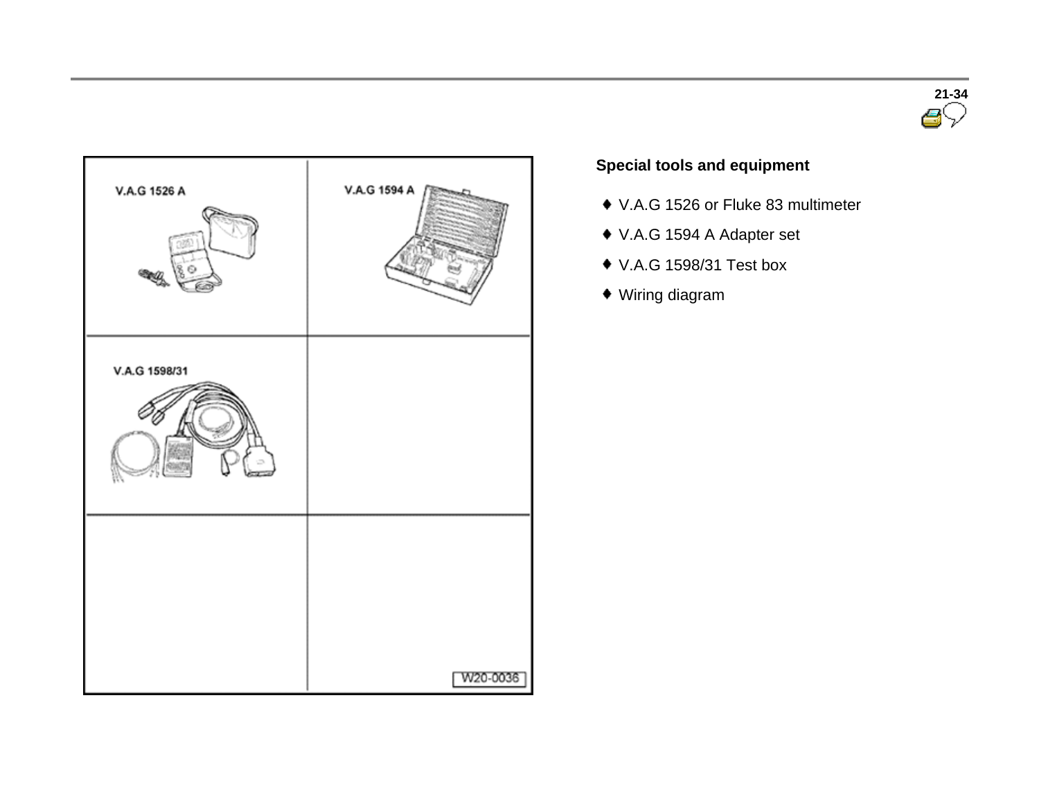## Special tools and equipment

- V.A.G 1526 or Fluke 83 multimeter
- V.A.G 1594 A Adapter set
- V.A.G 1598/31 Test box
- Wiring diagram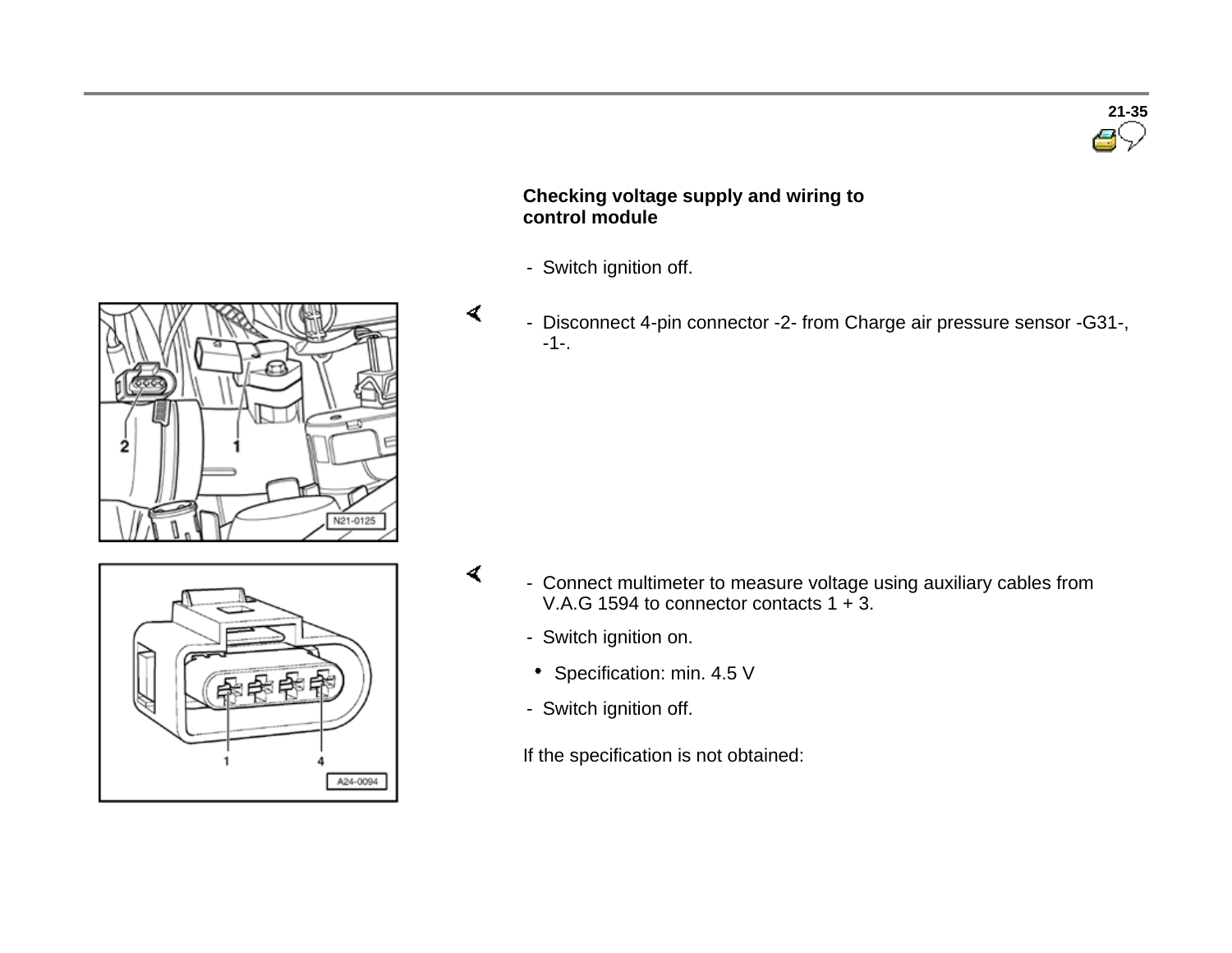### Checking voltage supply and wiring to control module

- Switch ignition off.

- Disconnect 4-pin connector -2- from Charge air pressure sensor -G31-, -1-.

- Connect multimeter to measure voltage using auxiliary cables from V.A.G 1594 to connector contacts 1 + 3.
- Switch ignition on.
  - Specification: min. 4.5 V
- Switch ignition off.

If the specification is not obtained: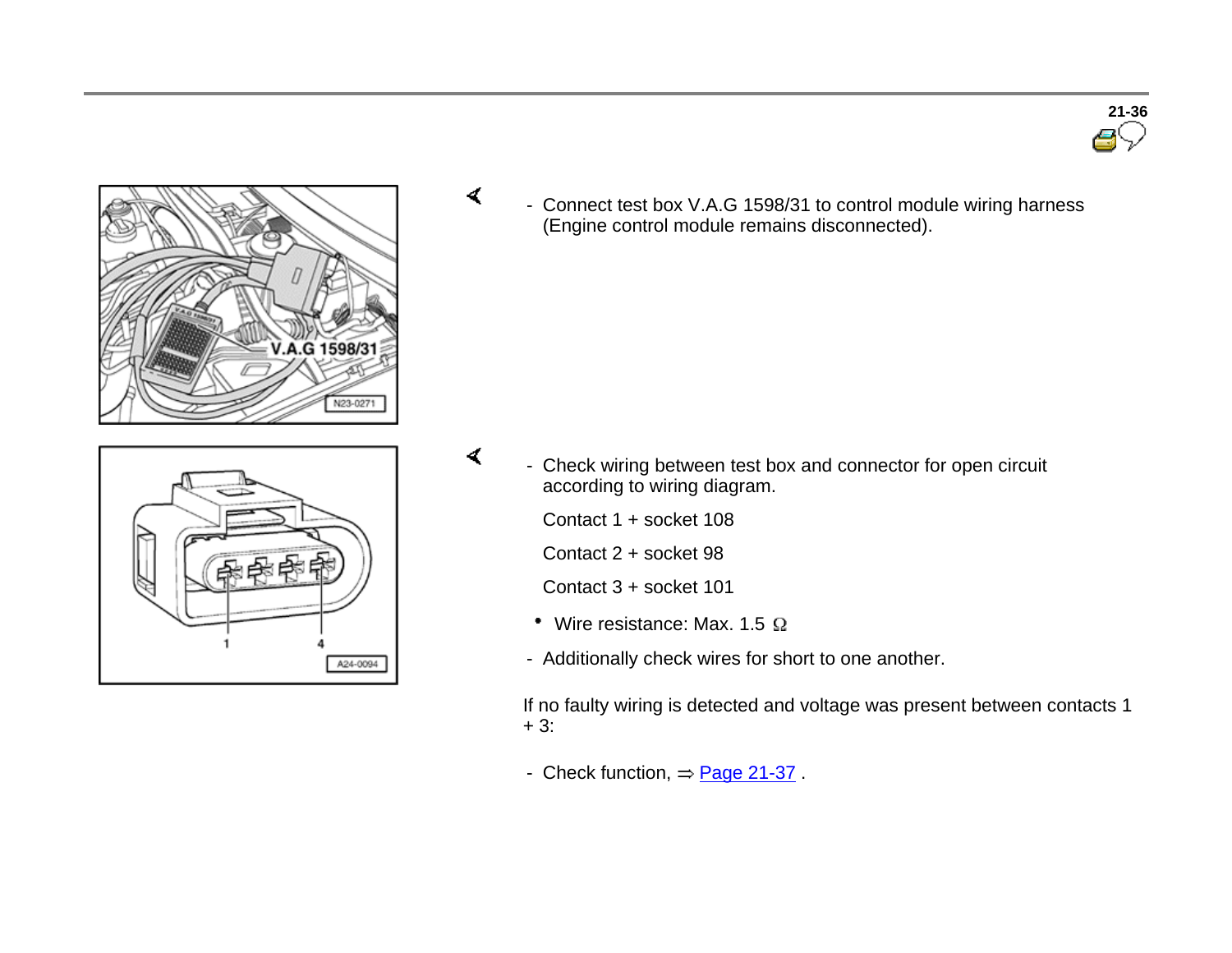- Connect test box V.A.G 1598/31 to control module wiring harness (Engine control module remains disconnected).

- Check wiring between test box and connector for open circuit according to wiring diagram.

  Contact 1 + socket 108

  Contact 2 + socket 98

  Contact 3 + socket 101

  - Wire resistance: Max. 1.5 Ω

- Additionally check wires for short to one another.

If no faulty wiring is detected and voltage was present between contacts 1 + 3:

- Check function, ⇒ Page 21-37 .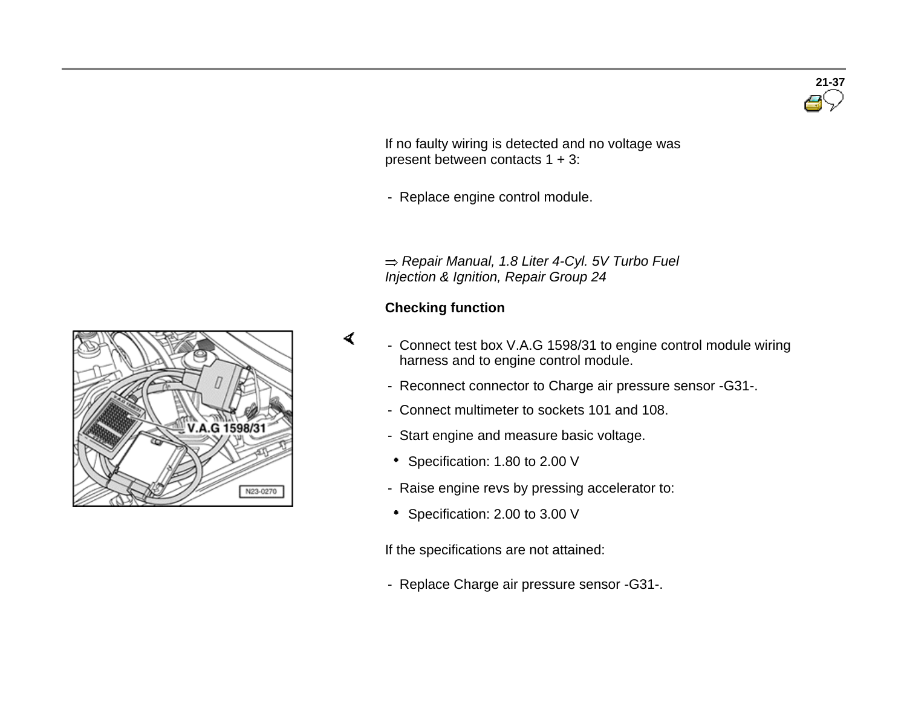If no faulty wiring is detected and no voltage was present between contacts 1 + 3:

- Replace engine control module.

⇒ *Repair Manual, 1.8 Liter 4-Cyl. 5V Turbo Fuel Injection & Ignition, Repair Group 24*

**Checking function**

- Connect test box V.A.G 1598/31 to engine control module wiring harness and to engine control module.
- Reconnect connector to Charge air pressure sensor -G31-.
- Connect multimeter to sockets 101 and 108.
- Start engine and measure basic voltage.
  - Specification: 1.80 to 2.00 V
- Raise engine revs by pressing accelerator to:
  - Specification: 2.00 to 3.00 V

If the specifications are not attained:

- Replace Charge air pressure sensor -G31-.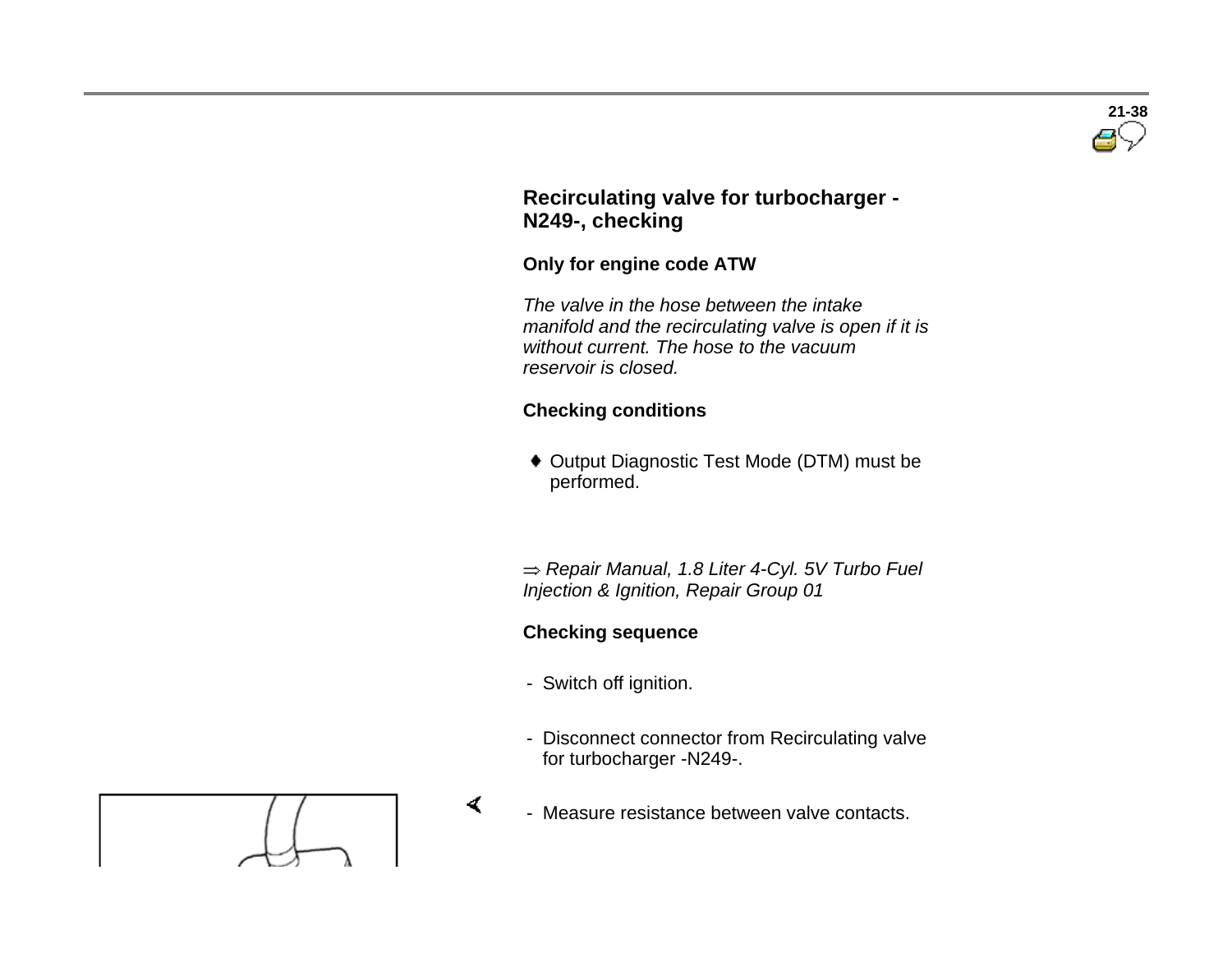## Recirculating valve for turbocharger -N249-, checking

**Only for engine code ATW**

*The valve in the hose between the intake manifold and the recirculating valve is open if it is without current. The hose to the vacuum reservoir is closed.*

**Checking conditions**

- Output Diagnostic Test Mode (DTM) must be performed.

⇒ *Repair Manual, 1.8 Liter 4-Cyl. 5V Turbo Fuel Injection & Ignition, Repair Group 01*

**Checking sequence**

- Switch off ignition.
- Disconnect connector from Recirculating valve for turbocharger -N249-.
- Measure resistance between valve contacts.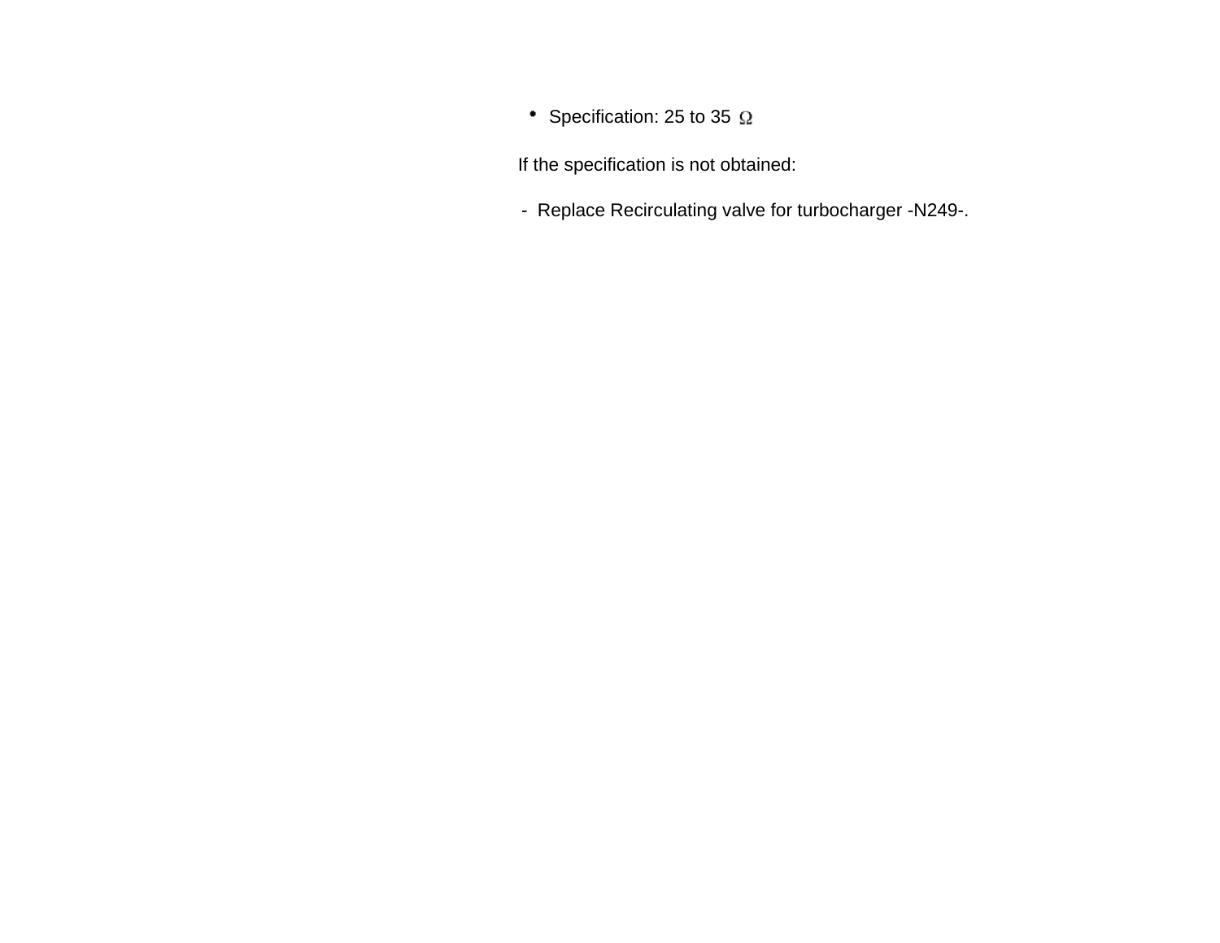- Specification: 25 to 35 Ω

If the specification is not obtained:

- Replace Recirculating valve for turbocharger -N249-.